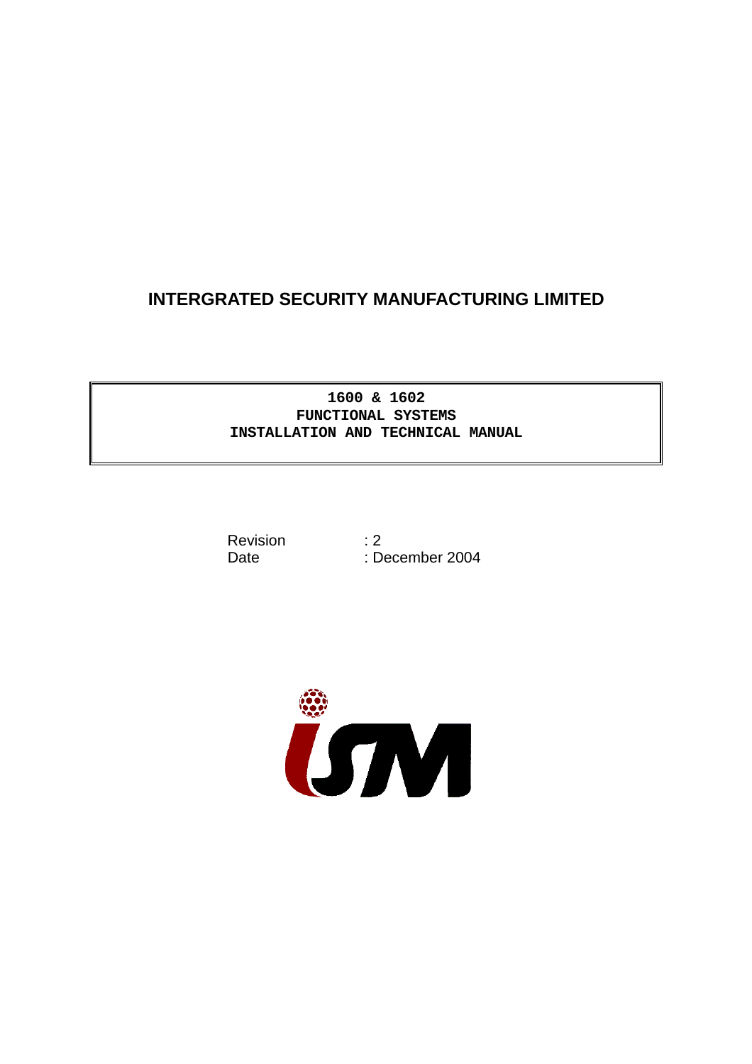# INTERGRATED SECURITY MANUFACTURING LIMITED

**1600 & 1602**
**FUNCTIONAL SYSTEMS**
**INSTALLATION AND TECHNICAL MANUAL**

Revision : 2
Date : December 2004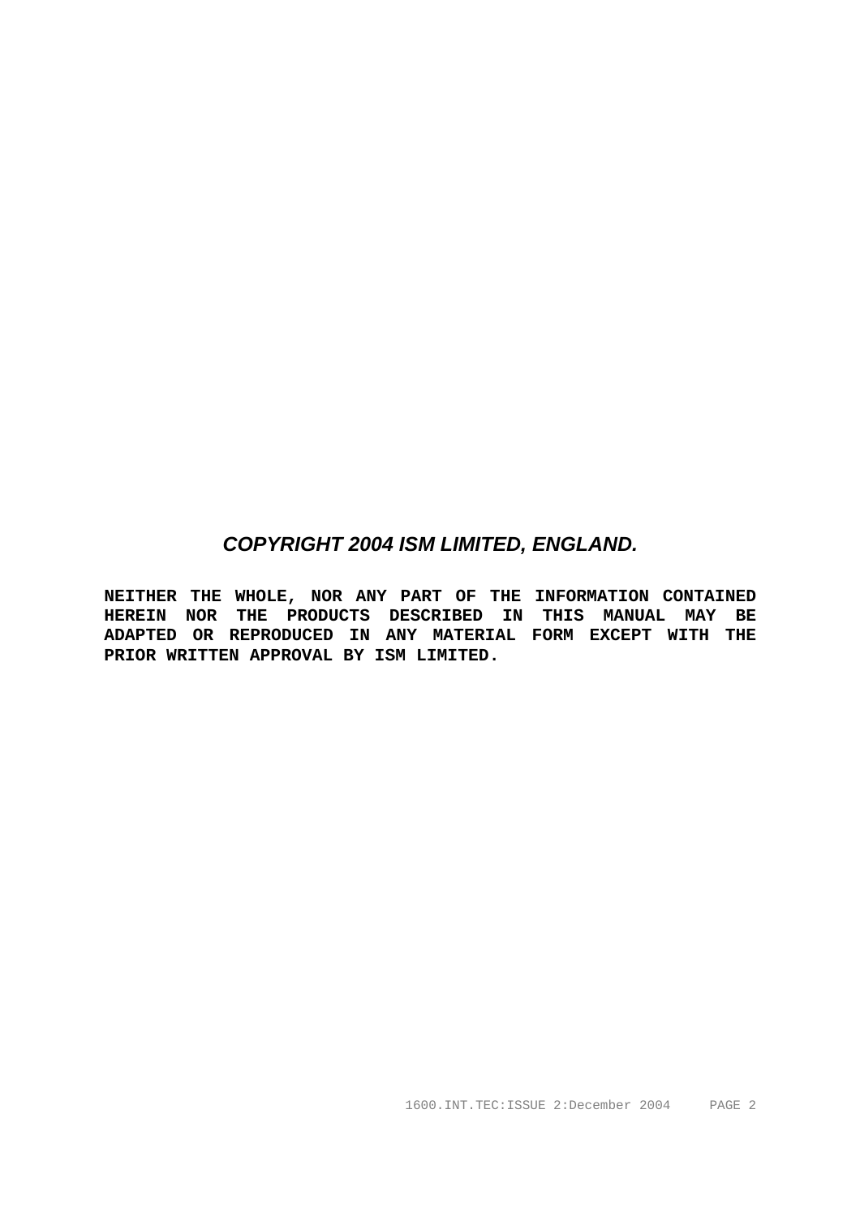***COPYRIGHT 2004 ISM LIMITED, ENGLAND.***

**NEITHER THE WHOLE, NOR ANY PART OF THE INFORMATION CONTAINED HEREIN NOR THE PRODUCTS DESCRIBED IN THIS MANUAL MAY BE ADAPTED OR REPRODUCED IN ANY MATERIAL FORM EXCEPT WITH THE PRIOR WRITTEN APPROVAL BY ISM LIMITED.**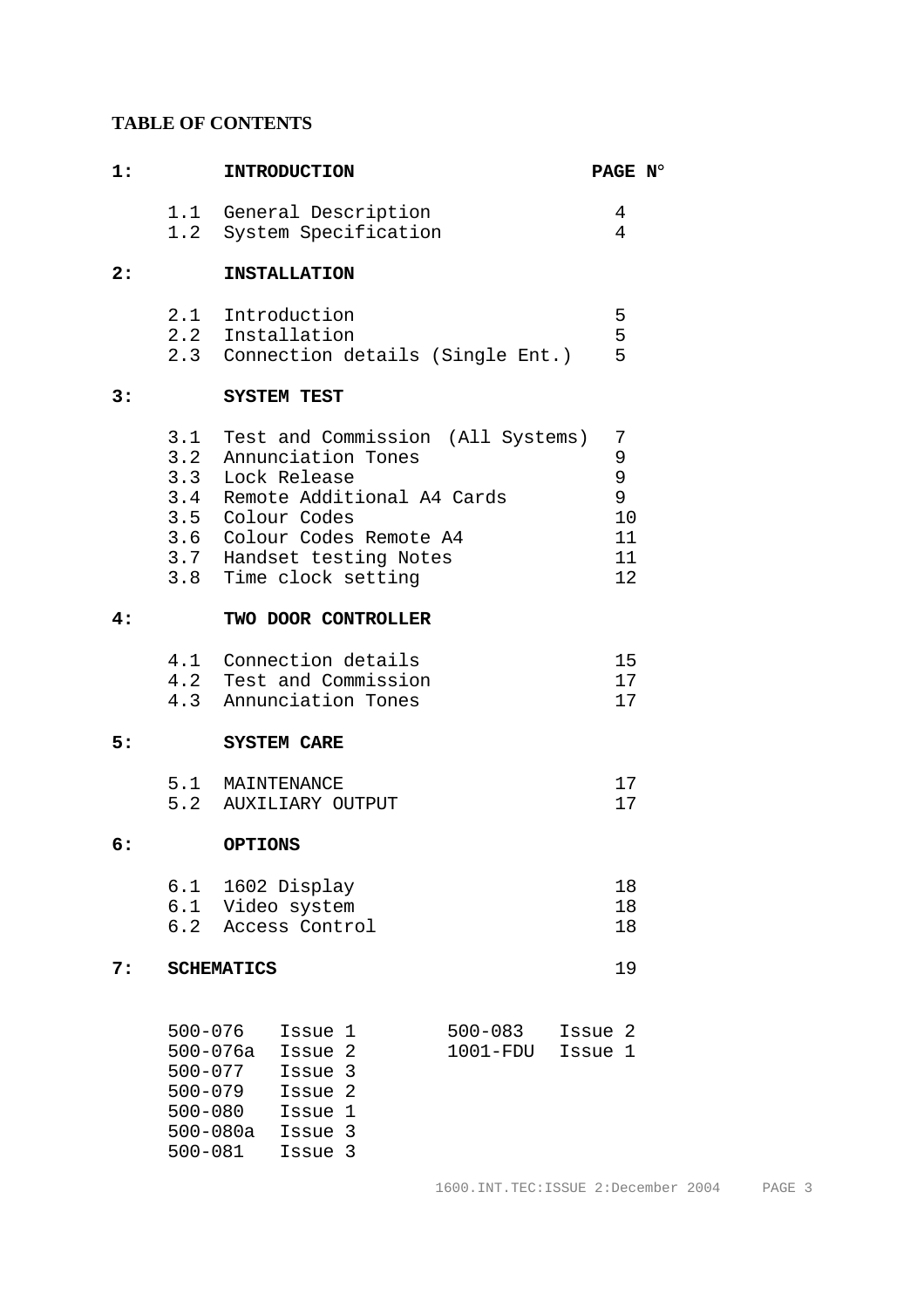**TABLE OF CONTENTS**

| | | | PAGE N° |
|---|---|---|---|
| **1:** | | **INTRODUCTION** | |
| | 1.1 | General Description | 4 |
| | 1.2 | System Specification | 4 |
| **2:** | | **INSTALLATION** | |
| | 2.1 | Introduction | 5 |
| | 2.2 | Installation | 5 |
| | 2.3 | Connection details (Single Ent.) | 5 |
| **3:** | | **SYSTEM TEST** | |
| | 3.1 | Test and Commission (All Systems) | 7 |
| | 3.2 | Annunciation Tones | 9 |
| | 3.3 | Lock Release | 9 |
| | 3.4 | Remote Additional A4 Cards | 9 |
| | 3.5 | Colour Codes | 10 |
| | 3.6 | Colour Codes Remote A4 | 11 |
| | 3.7 | Handset testing Notes | 11 |
| | 3.8 | Time clock setting | 12 |
| **4:** | | **TWO DOOR CONTROLLER** | |
| | 4.1 | Connection details | 15 |
| | 4.2 | Test and Commission | 17 |
| | 4.3 | Annunciation Tones | 17 |
| **5:** | | **SYSTEM CARE** | |
| | 5.1 | MAINTENANCE | 17 |
| | 5.2 | AUXILIARY OUTPUT | 17 |
| **6:** | | **OPTIONS** | |
| | 6.1 | 1602 Display | 18 |
| | 6.1 | Video system | 18 |
| | 6.2 | Access Control | 18 |
| **7:** | **SCHEMATICS** | | 19 |

| | | | |
|---|---|---|---|
| 500-076 | Issue 1 | 500-083 | Issue 2 |
| 500-076a | Issue 2 | 1001-FDU | Issue 1 |
| 500-077 | Issue 3 | | |
| 500-079 | Issue 2 | | |
| 500-080 | Issue 1 | | |
| 500-080a | Issue 3 | | |
| 500-081 | Issue 3 | | |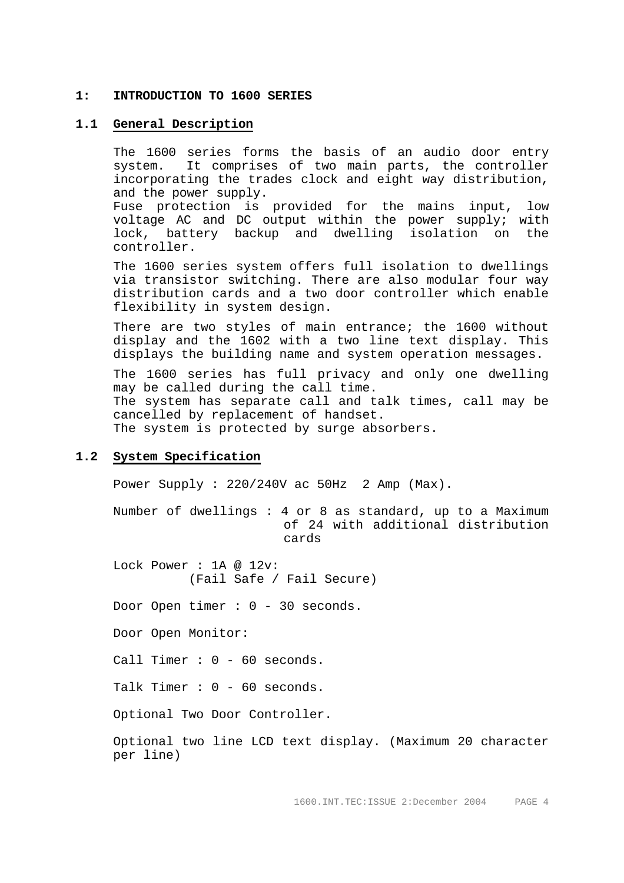# 1: INTRODUCTION TO 1600 SERIES

## 1.1 General Description

The 1600 series forms the basis of an audio door entry system. It comprises of two main parts, the controller incorporating the trades clock and eight way distribution, and the power supply.
Fuse protection is provided for the mains input, low voltage AC and DC output within the power supply; with lock, battery backup and dwelling isolation on the controller.

The 1600 series system offers full isolation to dwellings via transistor switching. There are also modular four way distribution cards and a two door controller which enable flexibility in system design.

There are two styles of main entrance; the 1600 without display and the 1602 with a two line text display. This displays the building name and system operation messages.

The 1600 series has full privacy and only one dwelling may be called during the call time.
The system has separate call and talk times, call may be cancelled by replacement of handset.
The system is protected by surge absorbers.

## 1.2 System Specification

Power Supply : 220/240V ac 50Hz 2 Amp (Max).

Number of dwellings : 4 or 8 as standard, up to a Maximum of 24 with additional distribution cards

Lock Power : 1A @ 12v:
(Fail Safe / Fail Secure)

Door Open timer : 0 - 30 seconds.

Door Open Monitor:

Call Timer : 0 - 60 seconds.

Talk Timer : 0 - 60 seconds.

Optional Two Door Controller.

Optional two line LCD text display. (Maximum 20 character per line)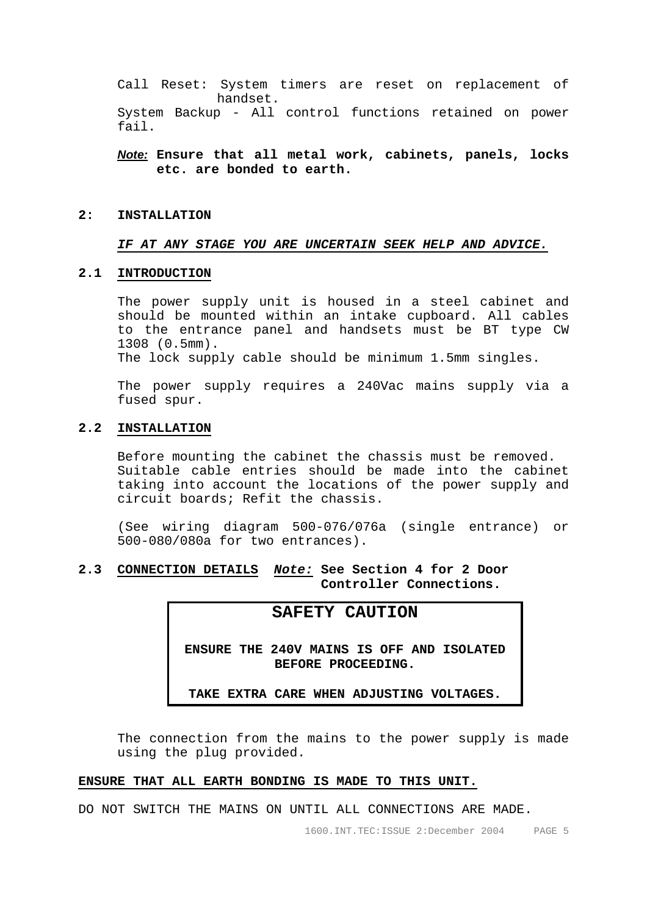Call Reset: System timers are reset on replacement of handset.
System Backup - All control functions retained on power fail.

***Note:*** **Ensure that all metal work, cabinets, panels, locks etc. are bonded to earth.**

## 2: INSTALLATION

***IF AT ANY STAGE YOU ARE UNCERTAIN SEEK HELP AND ADVICE.***

### 2.1 INTRODUCTION

The power supply unit is housed in a steel cabinet and should be mounted within an intake cupboard. All cables to the entrance panel and handsets must be BT type CW 1308 (0.5mm).
The lock supply cable should be minimum 1.5mm singles.

The power supply requires a 240Vac mains supply via a fused spur.

### 2.2 INSTALLATION

Before mounting the cabinet the chassis must be removed. Suitable cable entries should be made into the cabinet taking into account the locations of the power supply and circuit boards; Refit the chassis.

(See wiring diagram 500-076/076a (single entrance) or 500-080/080a for two entrances).

### 2.3 CONNECTION DETAILS ***Note:*** **See Section 4 for 2 Door Controller Connections.**

**SAFETY CAUTION**

**ENSURE THE 240V MAINS IS OFF AND ISOLATED BEFORE PROCEEDING.**

**TAKE EXTRA CARE WHEN ADJUSTING VOLTAGES.**

The connection from the mains to the power supply is made using the plug provided.

**ENSURE THAT ALL EARTH BONDING IS MADE TO THIS UNIT.**

DO NOT SWITCH THE MAINS ON UNTIL ALL CONNECTIONS ARE MADE.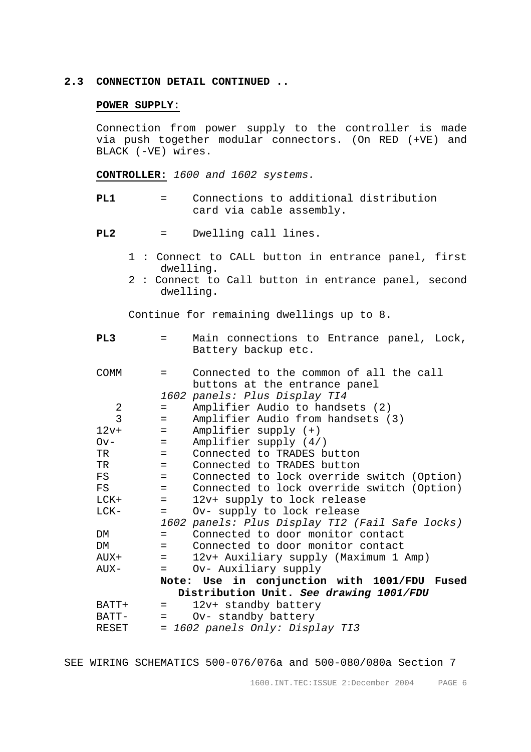## 2.3 CONNECTION DETAIL CONTINUED ..

**POWER SUPPLY:**

Connection from power supply to the controller is made via push together modular connectors. (On RED (+VE) and BLACK (-VE) wires.

**CONTROLLER:** *1600 and 1602 systems.*

**PL1** = Connections to additional distribution card via cable assembly.

**PL2** = Dwelling call lines.

1 : Connect to CALL button in entrance panel, first dwelling.
2 : Connect to Call button in entrance panel, second dwelling.

Continue for remaining dwellings up to 8.

**PL3** = Main connections to Entrance panel, Lock, Battery backup etc.

COMM = Connected to the common of all the call buttons at the entrance panel
*1602 panels: Plus Display TI4*
2 = Amplifier Audio to handsets (2)
3 = Amplifier Audio from handsets (3)
12v+ = Amplifier supply (+)
Ov- = Amplifier supply (4/)
TR = Connected to TRADES button
TR = Connected to TRADES button
FS = Connected to lock override switch (Option)
FS = Connected to lock override switch (Option)
LCK+ = 12v+ supply to lock release
LCK- = Ov- supply to lock release
*1602 panels: Plus Display TI2 (Fail Safe locks)*
DM = Connected to door monitor contact
DM = Connected to door monitor contact
AUX+ = 12v+ Auxiliary supply (Maximum 1 Amp)
AUX- = Ov- Auxiliary supply
**Note: Use in conjunction with 1001/FDU Fused Distribution Unit. *See drawing 1001/FDU***
BATT+ = 12v+ standby battery
BATT- = Ov- standby battery
RESET = *1602 panels Only: Display TI3*

SEE WIRING SCHEMATICS 500-076/076a and 500-080/080a Section 7

1600.INT.TEC:ISSUE 2:December 2004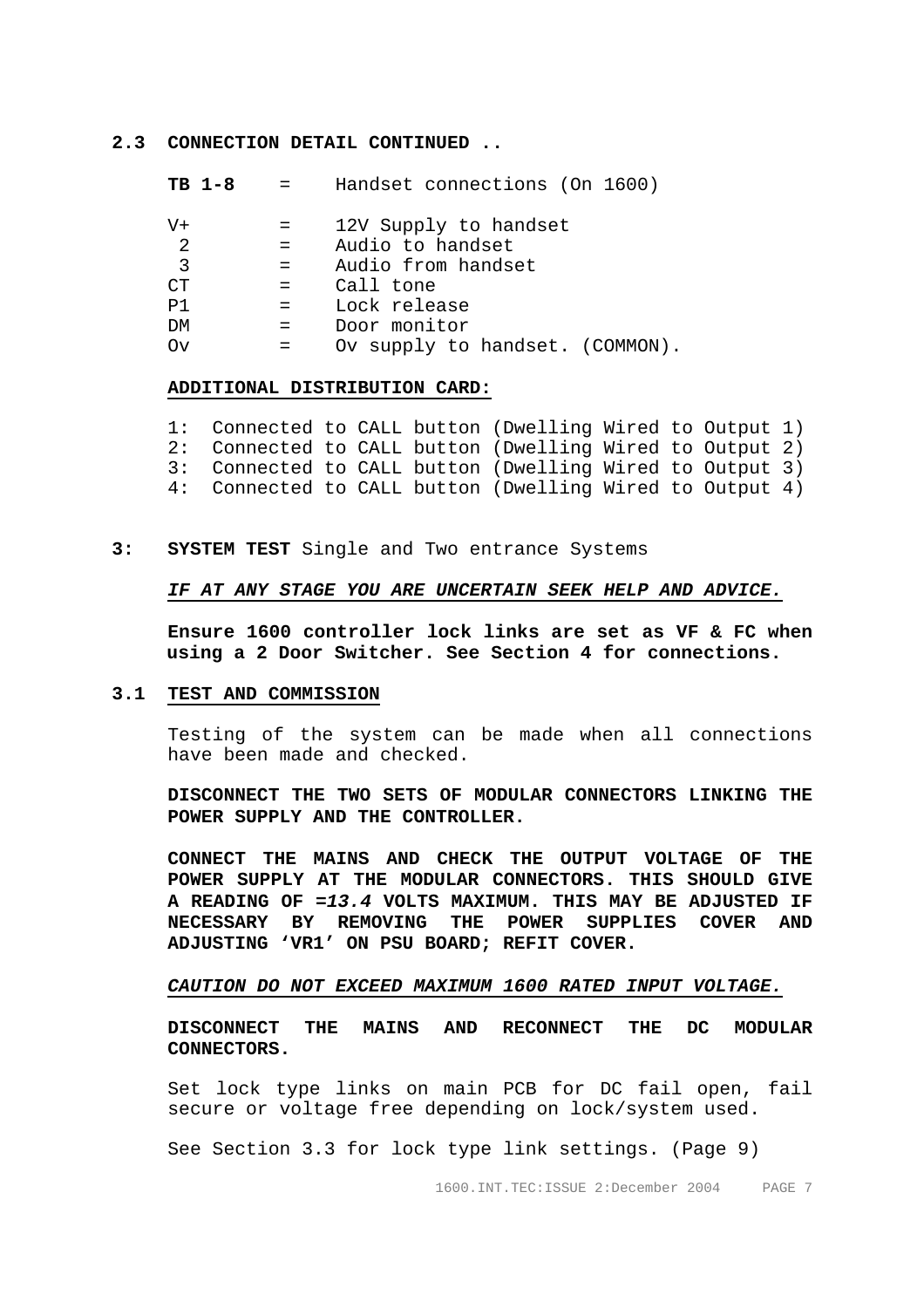## 2.3 CONNECTION DETAIL CONTINUED ..

| | | |
|---|---|---|
| **TB 1-8** | = | Handset connections (On 1600) |
| V+ | = | 12V Supply to handset |
| 2 | = | Audio to handset |
| 3 | = | Audio from handset |
| CT | = | Call tone |
| P1 | = | Lock release |
| DM | = | Door monitor |
| Ov | = | Ov supply to handset. (COMMON). |

**ADDITIONAL DISTRIBUTION CARD:**

1: Connected to CALL button (Dwelling Wired to Output 1)
2: Connected to CALL button (Dwelling Wired to Output 2)
3: Connected to CALL button (Dwelling Wired to Output 3)
4: Connected to CALL button (Dwelling Wired to Output 4)

## 3: SYSTEM TEST Single and Two entrance Systems

***IF AT ANY STAGE YOU ARE UNCERTAIN SEEK HELP AND ADVICE.***

**Ensure 1600 controller lock links are set as VF & FC when using a 2 Door Switcher. See Section 4 for connections.**

### 3.1 TEST AND COMMISSION

Testing of the system can be made when all connections have been made and checked.

**DISCONNECT THE TWO SETS OF MODULAR CONNECTORS LINKING THE POWER SUPPLY AND THE CONTROLLER.**

**CONNECT THE MAINS AND CHECK THE OUTPUT VOLTAGE OF THE POWER SUPPLY AT THE MODULAR CONNECTORS. THIS SHOULD GIVE A READING OF *=13.4* VOLTS MAXIMUM. THIS MAY BE ADJUSTED IF NECESSARY BY REMOVING THE POWER SUPPLIES COVER AND ADJUSTING 'VR1' ON PSU BOARD; REFIT COVER.**

***CAUTION DO NOT EXCEED MAXIMUM 1600 RATED INPUT VOLTAGE.***

**DISCONNECT THE MAINS AND RECONNECT THE DC MODULAR CONNECTORS.**

Set lock type links on main PCB for DC fail open, fail secure or voltage free depending on lock/system used.

See Section 3.3 for lock type link settings. (Page 9)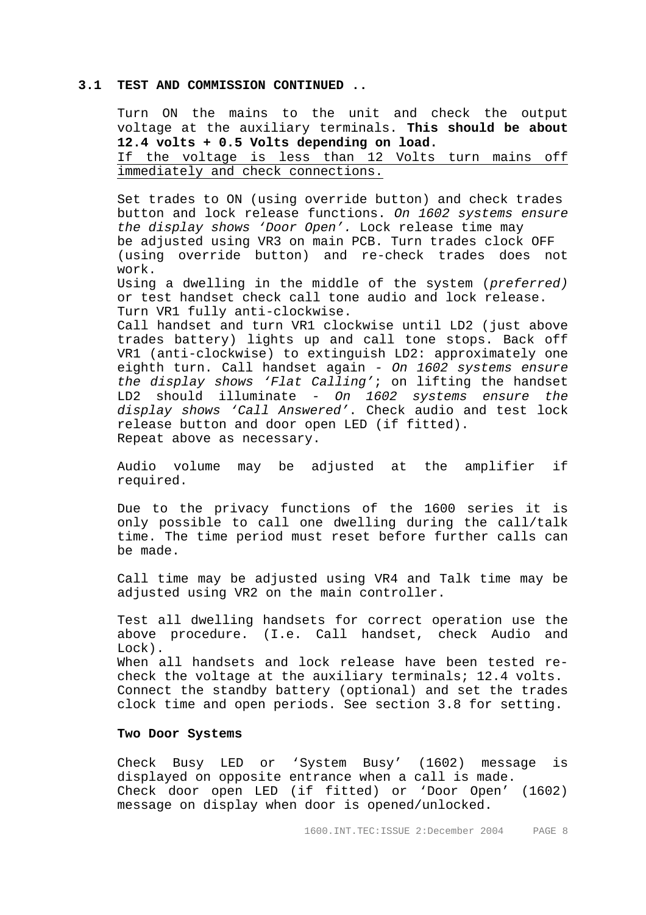### 3.1 TEST AND COMMISSION CONTINUED ..

Turn ON the mains to the unit and check the output voltage at the auxiliary terminals. **This should be about 12.4 volts + 0.5 Volts depending on load.**
<u>If the voltage is less than 12 Volts turn mains off immediately and check connections.</u>

Set trades to ON (using override button) and check trades button and lock release functions. *On 1602 systems ensure the display shows 'Door Open'.* Lock release time may be adjusted using VR3 on main PCB. Turn trades clock OFF (using override button) and re-check trades does not work.
Using a dwelling in the middle of the system (*preferred)* or test handset check call tone audio and lock release.
Turn VR1 fully anti-clockwise.
Call handset and turn VR1 clockwise until LD2 (just above trades battery) lights up and call tone stops. Back off VR1 (anti-clockwise) to extinguish LD2: approximately one eighth turn. Call handset again - *On 1602 systems ensure the display shows 'Flat Calling'*; on lifting the handset LD2 should illuminate - *On 1602 systems ensure the display shows 'Call Answered'*. Check audio and test lock release button and door open LED (if fitted).
Repeat above as necessary.

Audio volume may be adjusted at the amplifier if required.

Due to the privacy functions of the 1600 series it is only possible to call one dwelling during the call/talk time. The time period must reset before further calls can be made.

Call time may be adjusted using VR4 and Talk time may be adjusted using VR2 on the main controller.

Test all dwelling handsets for correct operation use the above procedure. (I.e. Call handset, check Audio and Lock).
When all handsets and lock release have been tested re-check the voltage at the auxiliary terminals; 12.4 volts.
Connect the standby battery (optional) and set the trades clock time and open periods. See section 3.8 for setting.

**Two Door Systems**

Check Busy LED or 'System Busy' (1602) message is displayed on opposite entrance when a call is made.
Check door open LED (if fitted) or 'Door Open' (1602) message on display when door is opened/unlocked.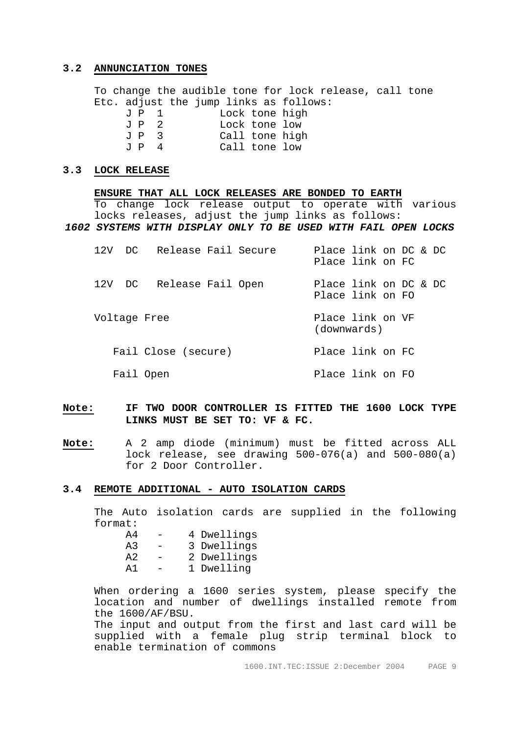### 3.2 ANNUNCIATION TONES

To change the audible tone for lock release, call tone Etc. adjust the jump links as follows:

| | |
|---|---|
| J P 1 | Lock tone high |
| J P 2 | Lock tone low |
| J P 3 | Call tone high |
| J P 4 | Call tone low |

### 3.3 LOCK RELEASE

**ENSURE THAT ALL LOCK RELEASES ARE BONDED TO EARTH**

To change lock release output to operate with various locks releases, adjust the jump links as follows:

***1602 SYSTEMS WITH DISPLAY ONLY TO BE USED WITH FAIL OPEN LOCKS***

| | |
|---|---|
| 12V DC Release Fail Secure | Place link on DC & DC<br>Place link on FC |
| 12V DC Release Fail Open | Place link on DC & DC<br>Place link on FO |
| Voltage Free | Place link on VF (downwards) |
| Fail Close (secure) | Place link on FC |
| Fail Open | Place link on FO |

**Note:** **IF TWO DOOR CONTROLLER IS FITTED THE 1600 LOCK TYPE LINKS MUST BE SET TO: VF & FC.**

**Note:** A 2 amp diode (minimum) must be fitted across ALL lock release, see drawing 500-076(a) and 500-080(a) for 2 Door Controller.

### 3.4 REMOTE ADDITIONAL - AUTO ISOLATION CARDS

The Auto isolation cards are supplied in the following format:

- A4 - 4 Dwellings
- A3 - 3 Dwellings
- A2 - 2 Dwellings
- A1 - 1 Dwelling

When ordering a 1600 series system, please specify the location and number of dwellings installed remote from the 1600/AF/BSU.

The input and output from the first and last card will be supplied with a female plug strip terminal block to enable termination of commons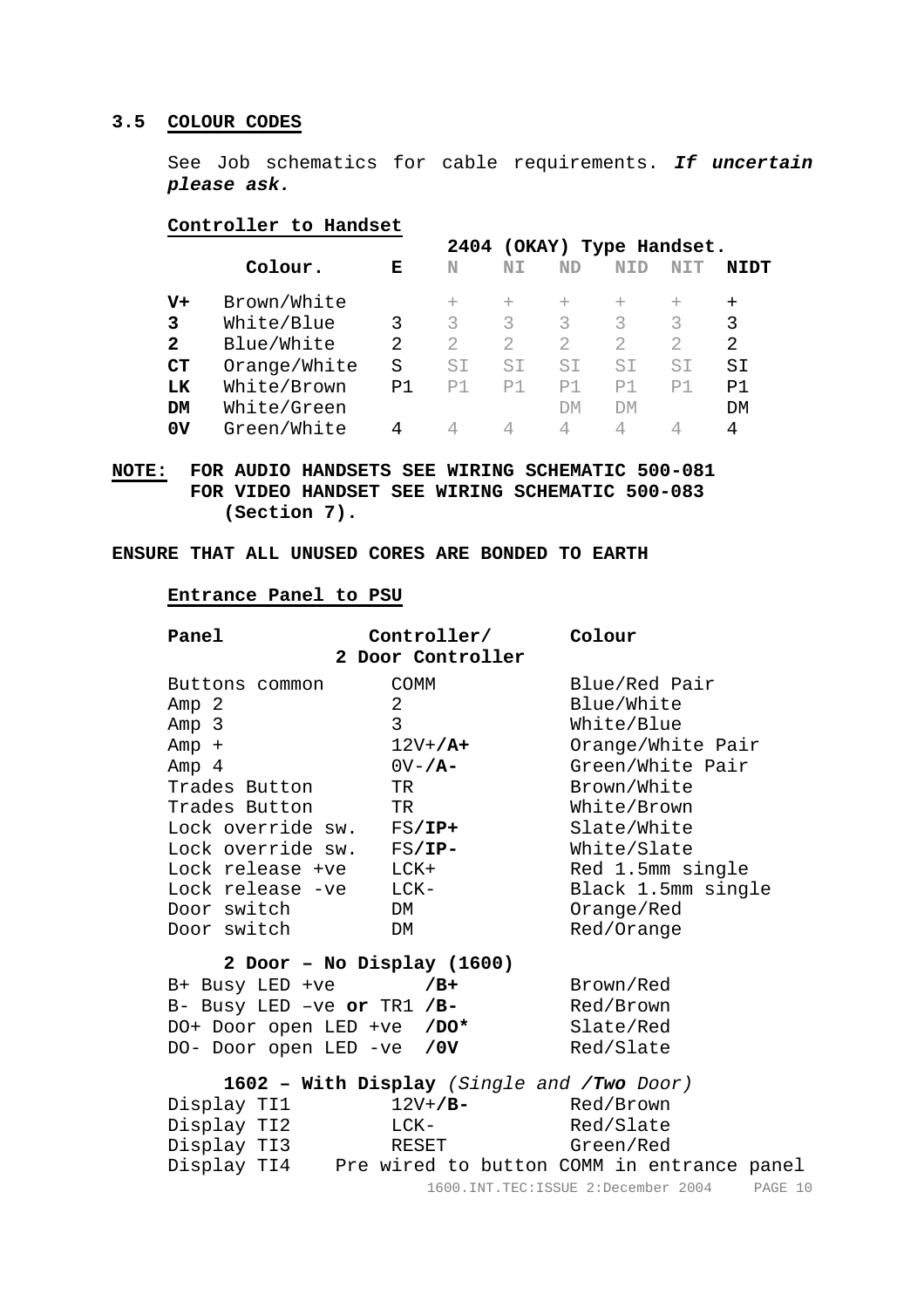## 3.5 COLOUR CODES

See Job schematics for cable requirements. ***If uncertain please ask.***

**Controller to Handset**

| | | | **2404 (OKAY) Type Handset.** | | | | | | |
|---|---|---|---|---|---|---|---|---|---|
| | **Colour.** | **E** | N | NI | ND | NID | NIT | **NIDT** |
| **V+** | Brown/White | | + | + | + | + | + | + |
| **3** | White/Blue | 3 | 3 | 3 | 3 | 3 | 3 | 3 |
| **2** | Blue/White | 2 | 2 | 2 | 2 | 2 | 2 | 2 |
| **CT** | Orange/White | S | SI | SI | SI | SI | SI | SI |
| **LK** | White/Brown | P1 | P1 | P1 | P1 | P1 | P1 | P1 |
| **DM** | White/Green | | | | DM | DM | | DM |
| **0V** | Green/White | 4 | 4 | 4 | 4 | 4 | 4 | 4 |

**NOTE: FOR AUDIO HANDSETS SEE WIRING SCHEMATIC 500-081
FOR VIDEO HANDSET SEE WIRING SCHEMATIC 500-083
(Section 7).**

**ENSURE THAT ALL UNUSED CORES ARE BONDED TO EARTH**

**Entrance Panel to PSU**

| **Panel** | **Controller/ 2 Door Controller** | **Colour** |
|---|---|---|
| Buttons common | COMM | Blue/Red Pair |
| Amp 2 | 2 | Blue/White |
| Amp 3 | 3 | White/Blue |
| Amp + | 12V+**/A+** | Orange/White Pair |
| Amp 4 | 0V-**/A-** | Green/White Pair |
| Trades Button | TR | Brown/White |
| Trades Button | TR | White/Brown |
| Lock override sw. | FS**/IP+** | Slate/White |
| Lock override sw. | FS**/IP-** | White/Slate |
| Lock release +ve | LCK+ | Red 1.5mm single |
| Lock release -ve | LCK- | Black 1.5mm single |
| Door switch | DM | Orange/Red |
| Door switch | DM | Red/Orange |
| **2 Door – No Display (1600)** | | |
| B+ Busy LED +ve | **/B+** | Brown/Red |
| B- Busy LED –ve **or** TR1 | **/B-** | Red/Brown |
| DO+ Door open LED +ve | **/DO*** | Slate/Red |
| DO- Door open LED -ve | **/0V** | Red/Slate |
| **1602 – With Display** *(Single and **/Two** Door)* | | |
| Display TI1 | 12V+**/B-** | Red/Brown |
| Display TI2 | LCK- | Red/Slate |
| Display TI3 | RESET | Green/Red |
| Display TI4 | Pre wired to button COMM in entrance panel | |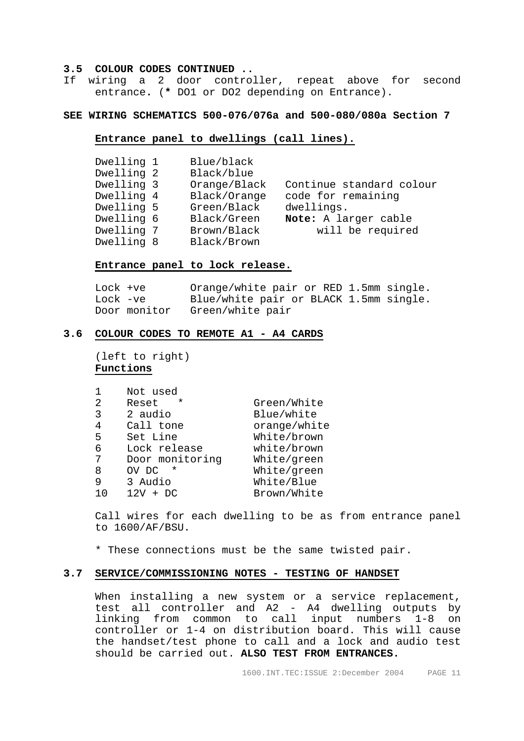### 3.5 COLOUR CODES CONTINUED ..

If wiring a 2 door controller, repeat above for second entrance. (**\*** DO1 or DO2 depending on Entrance).

**SEE WIRING SCHEMATICS 500-076/076a and 500-080/080a Section 7**

**Entrance panel to dwellings (call lines).**

| | | |
|---|---|---|
| Dwelling 1 | Blue/black | |
| Dwelling 2 | Black/blue | |
| Dwelling 3 | Orange/Black | Continue standard colour |
| Dwelling 4 | Black/Orange | code for remaining |
| Dwelling 5 | Green/Black | dwellings. |
| Dwelling 6 | Black/Green | **Note:** A larger cable |
| Dwelling 7 | Brown/Black | will be required |
| Dwelling 8 | Black/Brown | |

**Entrance panel to lock release.**

| | |
|---|---|
| Lock +ve | Orange/white pair or RED 1.5mm single. |
| Lock -ve | Blue/white pair or BLACK 1.5mm single. |
| Door monitor | Green/white pair |

### 3.6 COLOUR CODES TO REMOTE A1 - A4 CARDS

(left to right)
**Functions**

| | | |
|---|---|---|
| 1 | Not used | |
| 2 | Reset * | Green/White |
| 3 | 2 audio | Blue/white |
| 4 | Call tone | orange/white |
| 5 | Set Line | White/brown |
| 6 | Lock release | white/brown |
| 7 | Door monitoring | White/green |
| 8 | OV DC * | White/green |
| 9 | 3 Audio | White/Blue |
| 10 | 12V + DC | Brown/White |

Call wires for each dwelling to be as from entrance panel to 1600/AF/BSU.

\* These connections must be the same twisted pair.

### 3.7 SERVICE/COMMISSIONING NOTES - TESTING OF HANDSET

When installing a new system or a service replacement, test all controller and A2 - A4 dwelling outputs by linking from common to call input numbers 1-8 on controller or 1-4 on distribution board. This will cause the handset/test phone to call and a lock and audio test should be carried out. **ALSO TEST FROM ENTRANCES.**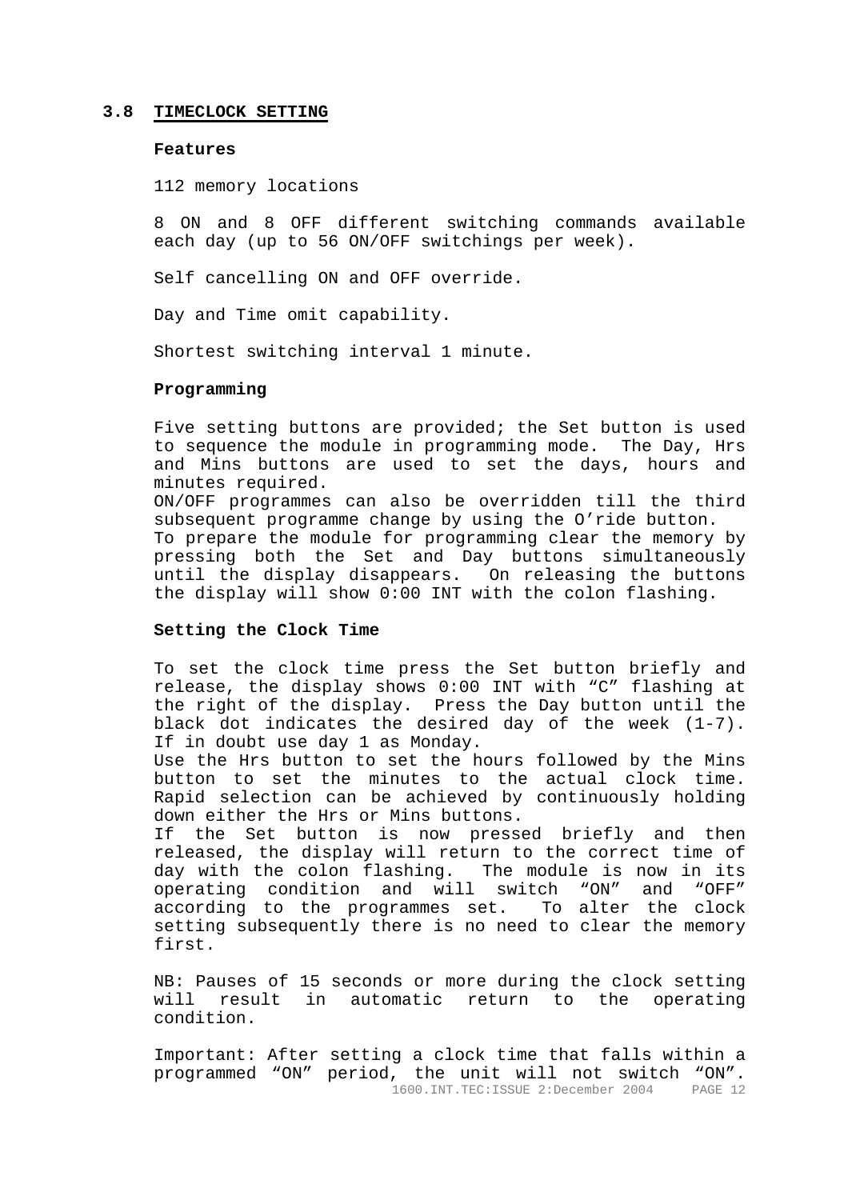## 3.8 TIMECLOCK SETTING

**Features**

112 memory locations

8 ON and 8 OFF different switching commands available each day (up to 56 ON/OFF switchings per week).

Self cancelling ON and OFF override.

Day and Time omit capability.

Shortest switching interval 1 minute.

**Programming**

Five setting buttons are provided; the Set button is used to sequence the module in programming mode. The Day, Hrs and Mins buttons are used to set the days, hours and minutes required.
ON/OFF programmes can also be overridden till the third subsequent programme change by using the O'ride button.
To prepare the module for programming clear the memory by pressing both the Set and Day buttons simultaneously until the display disappears. On releasing the buttons the display will show 0:00 INT with the colon flashing.

**Setting the Clock Time**

To set the clock time press the Set button briefly and release, the display shows 0:00 INT with "C" flashing at the right of the display. Press the Day button until the black dot indicates the desired day of the week (1-7). If in doubt use day 1 as Monday.
Use the Hrs button to set the hours followed by the Mins button to set the minutes to the actual clock time. Rapid selection can be achieved by continuously holding down either the Hrs or Mins buttons.
If the Set button is now pressed briefly and then released, the display will return to the correct time of day with the colon flashing. The module is now in its operating condition and will switch "ON" and "OFF" according to the programmes set. To alter the clock setting subsequently there is no need to clear the memory first.

NB: Pauses of 15 seconds or more during the clock setting will result in automatic return to the operating condition.

Important: After setting a clock time that falls within a programmed "ON" period, the unit will not switch "ON".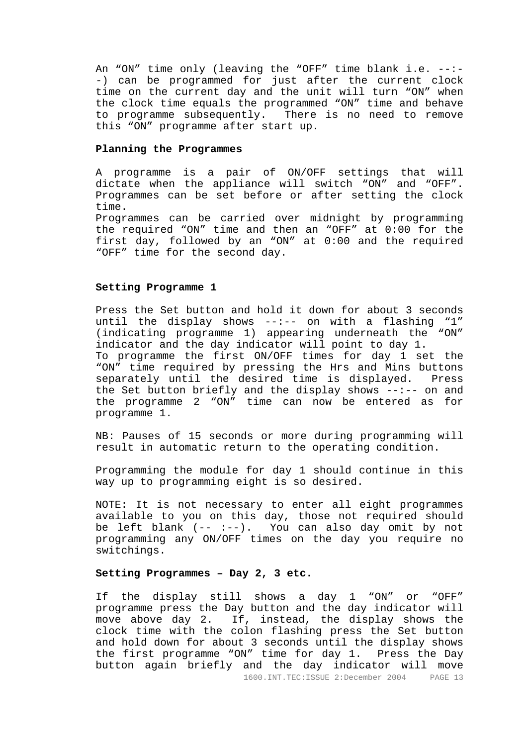An "ON" time only (leaving the "OFF" time blank i.e. --:--) can be programmed for just after the current clock time on the current day and the unit will turn "ON" when the clock time equals the programmed "ON" time and behave to programme subsequently. There is no need to remove this "ON" programme after start up.

**Planning the Programmes**

A programme is a pair of ON/OFF settings that will dictate when the appliance will switch "ON" and "OFF". Programmes can be set before or after setting the clock time.
Programmes can be carried over midnight by programming the required "ON" time and then an "OFF" at 0:00 for the first day, followed by an "ON" at 0:00 and the required "OFF" time for the second day.

**Setting Programme 1**

Press the Set button and hold it down for about 3 seconds until the display shows --:-- on with a flashing "1" (indicating programme 1) appearing underneath the "ON" indicator and the day indicator will point to day 1.
To programme the first ON/OFF times for day 1 set the "ON" time required by pressing the Hrs and Mins buttons separately until the desired time is displayed. Press the Set button briefly and the display shows --:-- on and the programme 2 "ON" time can now be entered as for programme 1.

NB: Pauses of 15 seconds or more during programming will result in automatic return to the operating condition.

Programming the module for day 1 should continue in this way up to programming eight is so desired.

NOTE: It is not necessary to enter all eight programmes available to you on this day, those not required should be left blank (-- :--). You can also day omit by not programming any ON/OFF times on the day you require no switchings.

**Setting Programmes – Day 2, 3 etc.**

If the display still shows a day 1 "ON" or "OFF" programme press the Day button and the day indicator will move above day 2. If, instead, the display shows the clock time with the colon flashing press the Set button and hold down for about 3 seconds until the display shows the first programme "ON" time for day 1. Press the Day button again briefly and the day indicator will move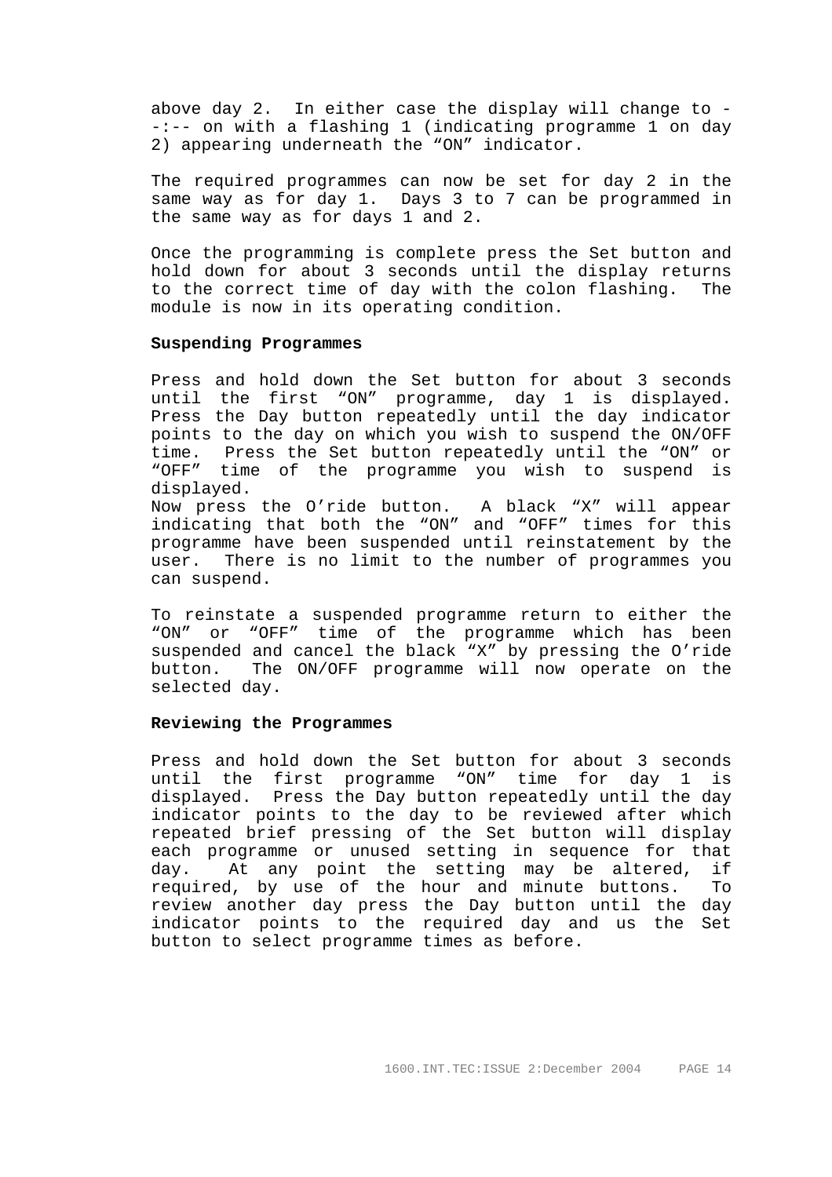above day 2.  In either case the display will change to --:-- on with a flashing 1 (indicating programme 1 on day 2) appearing underneath the "ON" indicator.

The required programmes can now be set for day 2 in the same way as for day 1.  Days 3 to 7 can be programmed in the same way as for days 1 and 2.

Once the programming is complete press the Set button and hold down for about 3 seconds until the display returns to the correct time of day with the colon flashing.  The module is now in its operating condition.

**Suspending Programmes**

Press and hold down the Set button for about 3 seconds until the first "ON" programme, day 1 is displayed.  Press the Day button repeatedly until the day indicator points to the day on which you wish to suspend the ON/OFF time.  Press the Set button repeatedly until the "ON" or "OFF" time of the programme you wish to suspend is displayed.
Now press the O'ride button.  A black "X" will appear indicating that both the "ON" and "OFF" times for this programme have been suspended until reinstatement by the user.  There is no limit to the number of programmes you can suspend.

To reinstate a suspended programme return to either the "ON" or "OFF" time of the programme which has been suspended and cancel the black "X" by pressing the O'ride button.  The ON/OFF programme will now operate on the selected day.

**Reviewing the Programmes**

Press and hold down the Set button for about 3 seconds until the first programme "ON" time for day 1 is displayed.  Press the Day button repeatedly until the day indicator points to the day to be reviewed after which repeated brief pressing of the Set button will display each programme or unused setting in sequence for that day.  At any point the setting may be altered, if required, by use of the hour and minute buttons.  To review another day press the Day button until the day indicator points to the required day and us the Set button to select programme times as before.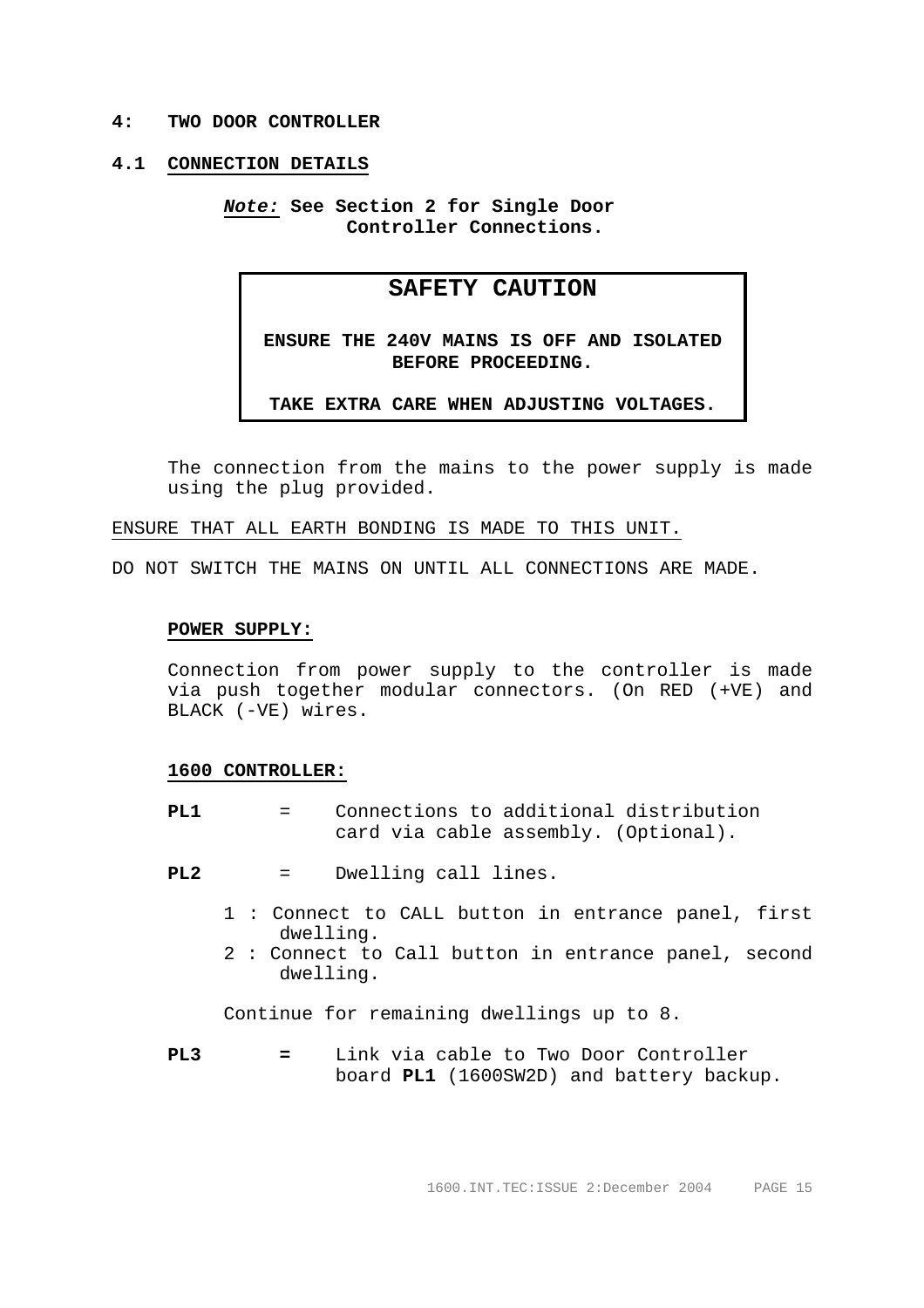# 4: TWO DOOR CONTROLLER

## 4.1 CONNECTION DETAILS

***Note:*** **See Section 2 for Single Door Controller Connections.**

> **SAFETY CAUTION**
>
> **ENSURE THE 240V MAINS IS OFF AND ISOLATED BEFORE PROCEEDING.**
>
> **TAKE EXTRA CARE WHEN ADJUSTING VOLTAGES.**

The connection from the mains to the power supply is made using the plug provided.

<u>ENSURE THAT ALL EARTH BONDING IS MADE TO THIS UNIT.</u>

DO NOT SWITCH THE MAINS ON UNTIL ALL CONNECTIONS ARE MADE.

**<u>POWER SUPPLY:</u>**

Connection from power supply to the controller is made via push together modular connectors. (On RED (+VE) and BLACK (-VE) wires.

**<u>1600 CONTROLLER:</u>**

**PL1** = Connections to additional distribution card via cable assembly. (Optional).

**PL2** = Dwelling call lines.

1 : Connect to CALL button in entrance panel, first dwelling.
2 : Connect to Call button in entrance panel, second dwelling.

Continue for remaining dwellings up to 8.

**PL3** **=** Link via cable to Two Door Controller board **PL1** (1600SW2D) and battery backup.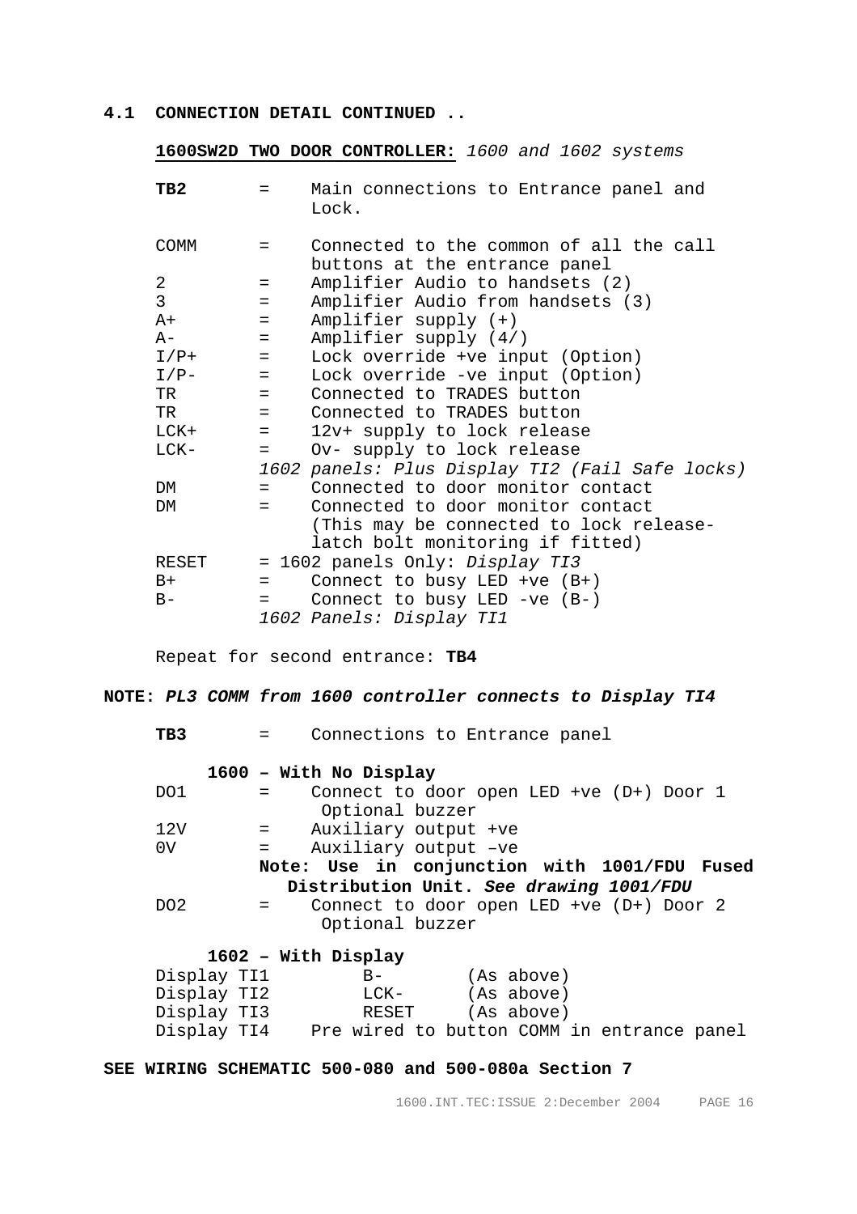## 4.1 CONNECTION DETAIL CONTINUED ..

**1600SW2D TWO DOOR CONTROLLER:** *1600 and 1602 systems*

| | | |
|---|---|---|
| **TB2** | = | Main connections to Entrance panel and Lock. |
| COMM | = | Connected to the common of all the call buttons at the entrance panel |
| 2 | = | Amplifier Audio to handsets (2) |
| 3 | = | Amplifier Audio from handsets (3) |
| A+ | = | Amplifier supply (+) |
| A- | = | Amplifier supply (4/) |
| I/P+ | = | Lock override +ve input (Option) |
| I/P- | = | Lock override -ve input (Option) |
| TR | = | Connected to TRADES button |
| TR | = | Connected to TRADES button |
| LCK+ | = | 12v+ supply to lock release |
| LCK- | = | Ov- supply to lock release |
| | | *1602 panels: Plus Display TI2 (Fail Safe locks)* |
| DM | = | Connected to door monitor contact |
| DM | = | Connected to door monitor contact (This may be connected to lock release-latch bolt monitoring if fitted) |
| RESET | = | 1602 panels Only: *Display TI3* |
| B+ | = | Connect to busy LED +ve (B+) |
| B- | = | Connect to busy LED -ve (B-) |
| | | *1602 Panels: Display TI1* |

Repeat for second entrance: **TB4**

**NOTE:** ***PL3 COMM from 1600 controller connects to Display TI4***

**TB3** = Connections to Entrance panel

**1600 – With No Display**

| | | |
|---|---|---|
| DO1 | = | Connect to door open LED +ve (D+) Door 1 Optional buzzer |
| 12V | = | Auxiliary output +ve |
| 0V | = | Auxiliary output –ve |
| | | **Note: Use in conjunction with 1001/FDU Fused Distribution Unit.** ***See drawing 1001/FDU*** |
| DO2 | = | Connect to door open LED +ve (D+) Door 2 Optional buzzer |

**1602 – With Display**

| | | |
|---|---|---|
| Display TI1 | B- | (As above) |
| Display TI2 | LCK- | (As above) |
| Display TI3 | RESET | (As above) |
| Display TI4 | Pre wired to button COMM in entrance panel | |

**SEE WIRING SCHEMATIC 500-080 and 500-080a Section 7**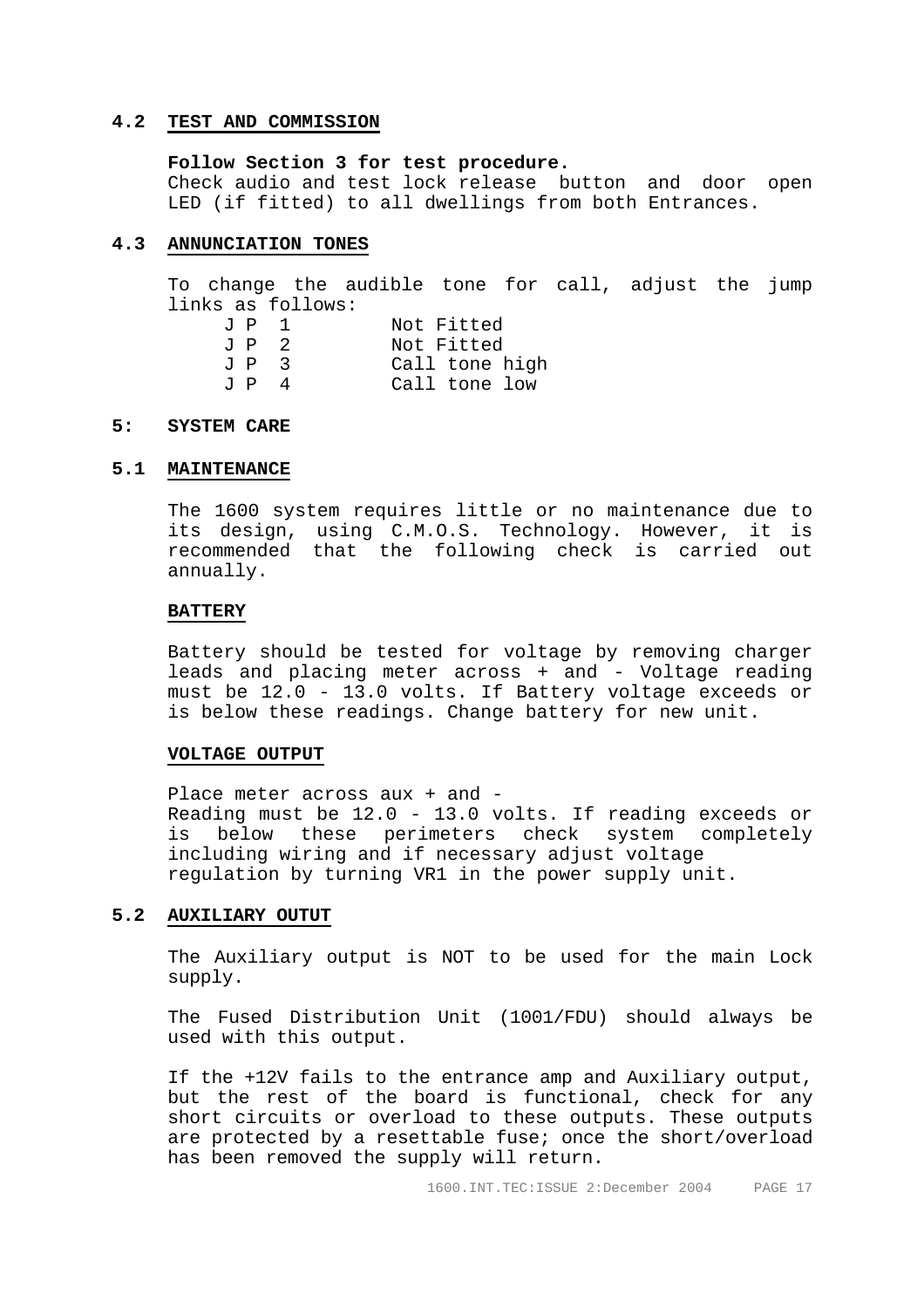## 4.2 TEST AND COMMISSION

**Follow Section 3 for test procedure.**
Check audio and test lock release button and door open LED (if fitted) to all dwellings from both Entrances.

## 4.3 ANNUNCIATION TONES

To change the audible tone for call, adjust the jump links as follows:

| | |
|---|---|
| J P 1 | Not Fitted |
| J P 2 | Not Fitted |
| J P 3 | Call tone high |
| J P 4 | Call tone low |

# 5: SYSTEM CARE

## 5.1 MAINTENANCE

The 1600 system requires little or no maintenance due to its design, using C.M.O.S. Technology. However, it is recommended that the following check is carried out annually.

### BATTERY

Battery should be tested for voltage by removing charger leads and placing meter across + and - Voltage reading must be 12.0 - 13.0 volts. If Battery voltage exceeds or is below these readings. Change battery for new unit.

### VOLTAGE OUTPUT

Place meter across aux + and -
Reading must be 12.0 - 13.0 volts. If reading exceeds or is below these perimeters check system completely including wiring and if necessary adjust voltage regulation by turning VR1 in the power supply unit.

## 5.2 AUXILIARY OUTUT

The Auxiliary output is NOT to be used for the main Lock supply.

The Fused Distribution Unit (1001/FDU) should always be used with this output.

If the +12V fails to the entrance amp and Auxiliary output, but the rest of the board is functional, check for any short circuits or overload to these outputs. These outputs are protected by a resettable fuse; once the short/overload has been removed the supply will return.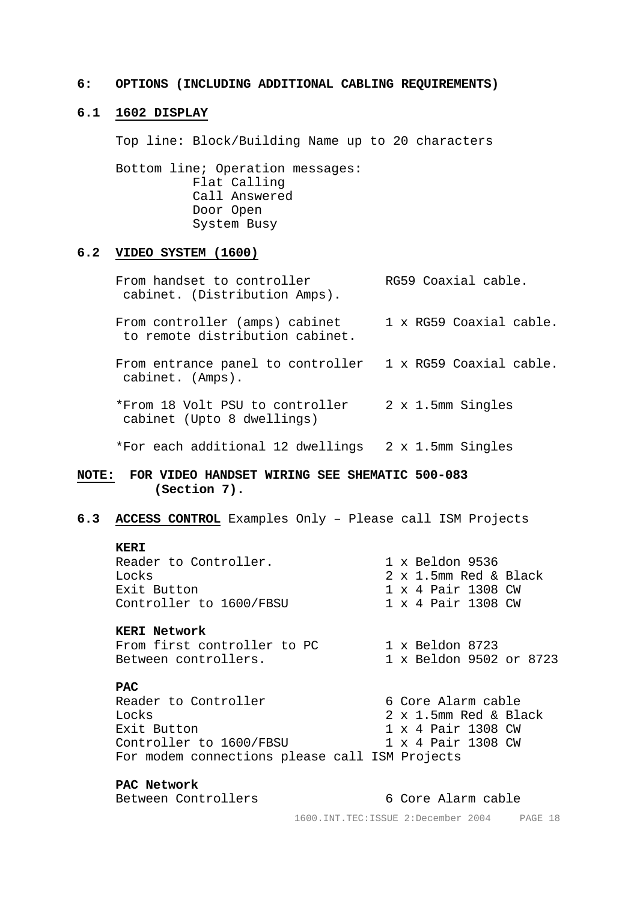## 6: OPTIONS (INCLUDING ADDITIONAL CABLING REQUIREMENTS)

### 6.1 1602 DISPLAY

Top line: Block/Building Name up to 20 characters

Bottom line; Operation messages:

- Flat Calling
- Call Answered
- Door Open
- System Busy

### 6.2 VIDEO SYSTEM (1600)

| | |
|---|---|
| From handset to controller cabinet. (Distribution Amps). | RG59 Coaxial cable. |
| From controller (amps) cabinet to remote distribution cabinet. | 1 x RG59 Coaxial cable. |
| From entrance panel to controller cabinet. (Amps). | 1 x RG59 Coaxial cable. |
| *From 18 Volt PSU to controller cabinet (Upto 8 dwellings) | 2 x 1.5mm Singles |
| *For each additional 12 dwellings | 2 x 1.5mm Singles |

**NOTE: FOR VIDEO HANDSET WIRING SEE SHEMATIC 500-083 (Section 7).**

### 6.3 ACCESS CONTROL Examples Only – Please call ISM Projects

**KERI**

| | |
|---|---|
| Reader to Controller. | 1 x Beldon 9536 |
| Locks | 2 x 1.5mm Red & Black |
| Exit Button | 1 x 4 Pair 1308 CW |
| Controller to 1600/FBSU | 1 x 4 Pair 1308 CW |

**KERI Network**

| | |
|---|---|
| From first controller to PC | 1 x Beldon 8723 |
| Between controllers. | 1 x Beldon 9502 or 8723 |

**PAC**

| | |
|---|---|
| Reader to Controller | 6 Core Alarm cable |
| Locks | 2 x 1.5mm Red & Black |
| Exit Button | 1 x 4 Pair 1308 CW |
| Controller to 1600/FBSU | 1 x 4 Pair 1308 CW |

For modem connections please call ISM Projects

**PAC Network**

| | |
|---|---|
| Between Controllers | 6 Core Alarm cable |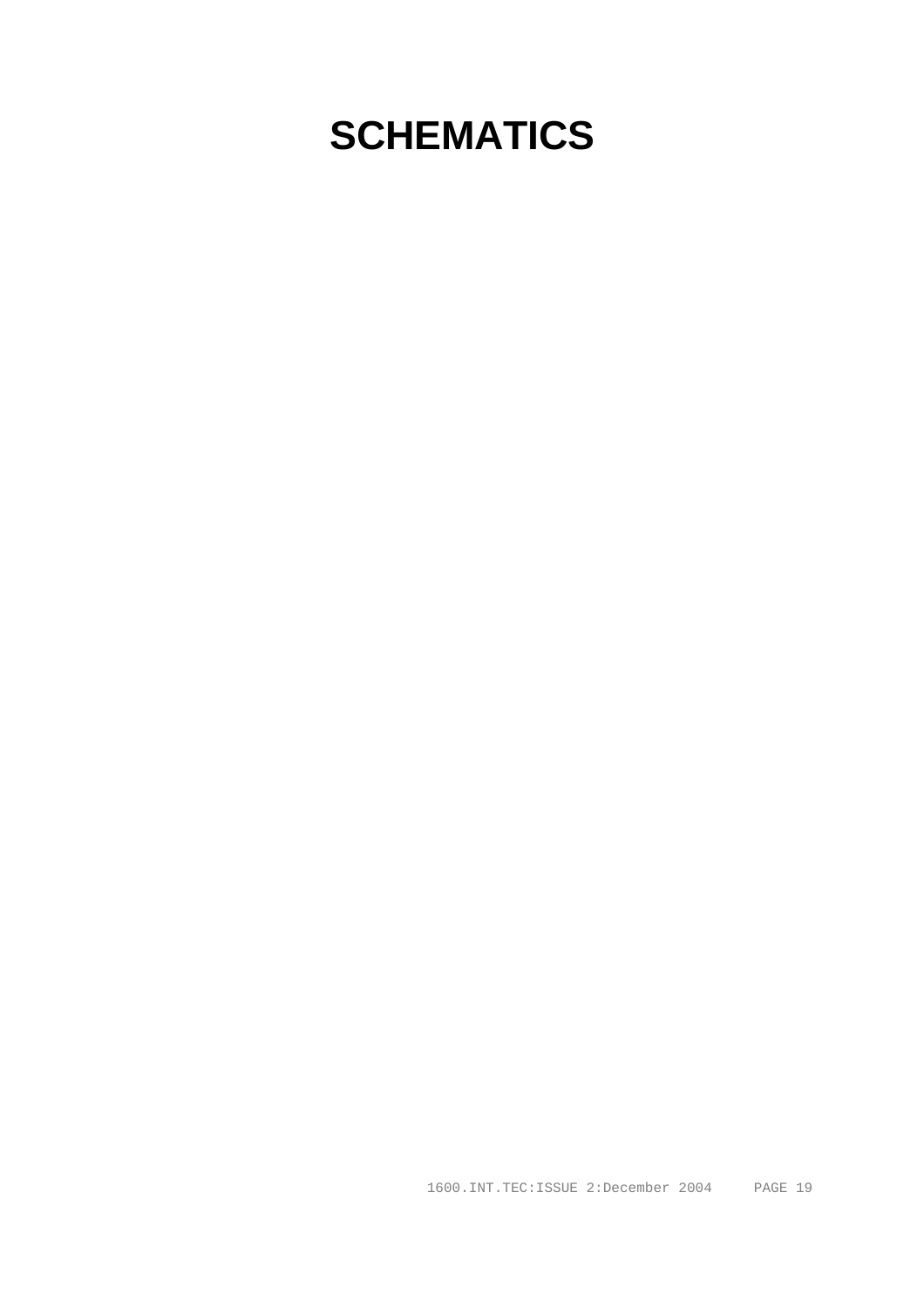# SCHEMATICS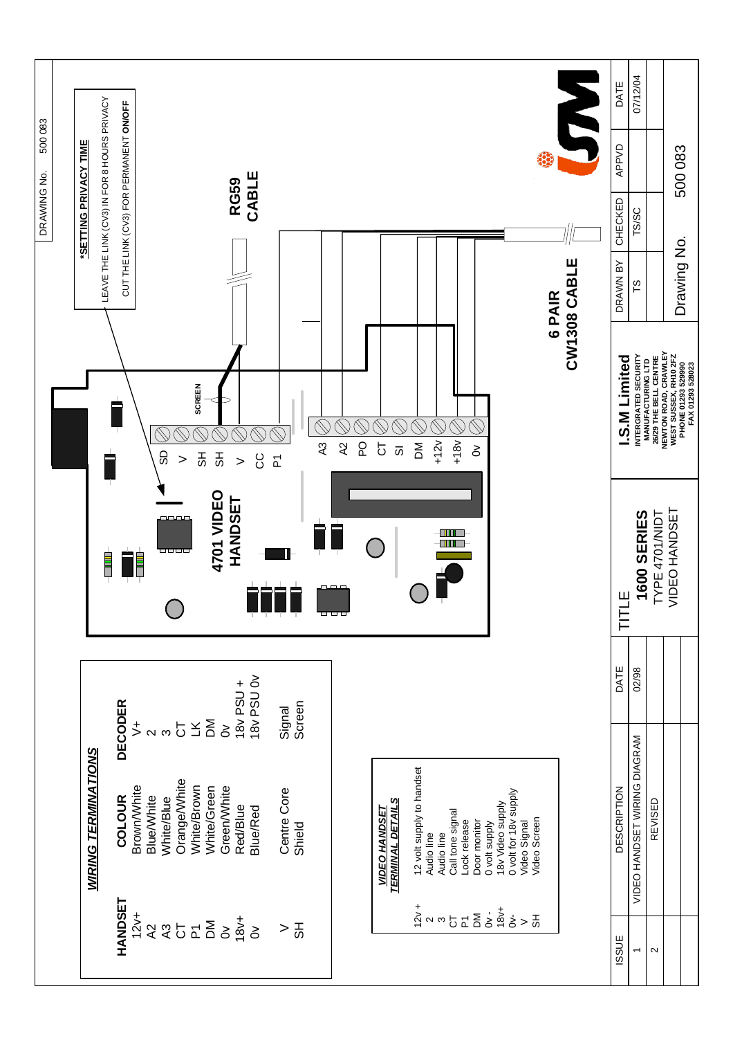DRAWING No. 500 083

**\*SETTING PRIVACY TIME**

LEAVE THE LINK (CV3) IN FOR 8 HOURS PRIVACY

CUT THE LINK (CV3) FOR PERMANENT **ON/OFF**

**RG59 CABLE**

**6 PAIR CW1308 CABLE**

SCREEN

**4701 VIDEO HANDSET**

SD, V, SH, SH, V, CC, P1

A3, A2, PO, CT, SI, DM, +12v, +18v, 0v

## *WIRING TERMINATIONS*

| HANDSET | COLOUR | DECODER |
|---|---|---|
| 12v+ | Brown/White | V+ |
| A2 | Blue/White | 2 |
| A3 | White/Blue | 3 |
| CT | Orange/White | CT |
| P1 | White/Brown | LK |
| DM | White/Green | DM |
| 0v | Green/White | 0v |
| 18v+ | Red/Blue | 18v PSU + |
| 0v | Blue/Red | 18v PSU 0v |
| V | Centre Core | Signal |
| SH | Shield | Screen |

## *VIDEO HANDSET TERMINAL DETAILS*

| | |
|---|---|
| 12v + | 12 volt supply to handset |
| 2 | Audio line |
| 3 | Audio line |
| CT | Call tone signal |
| P1 | Lock release |
| DM | Door monitor |
| 0v - | 0 volt supply |
| 18v+ | 18v Video supply |
| 0v- | 0 volt for 18v supply |
| V | Video Signal |
| SH | Video Screen |

**I.S.M Limited**
INTERGRATED SECURITY MANUFACTURING LTD
26/29 THE BELL CENTRE
NEWTON ROAD, CRAWLEY
WEST SUSSEX, RH10 2FZ
PHONE 01293 529990
FAX 01293 528023

| ISSUE | DESCRIPTION | DATE |
|---|---|---|
| 1 | VIDEO HANDSET WIRING DIAGRAM | 02/98 |
| 2 | REVISED | |

TITLE
**1600 SERIES**
TYPE 4701/NIDT
VIDEO HANDSET

| DRAWN BY | CHECKED | APPVD | DATE |
|---|---|---|---|
| TS | TS/SC | | 07/12/04 |

Drawing No. 500 083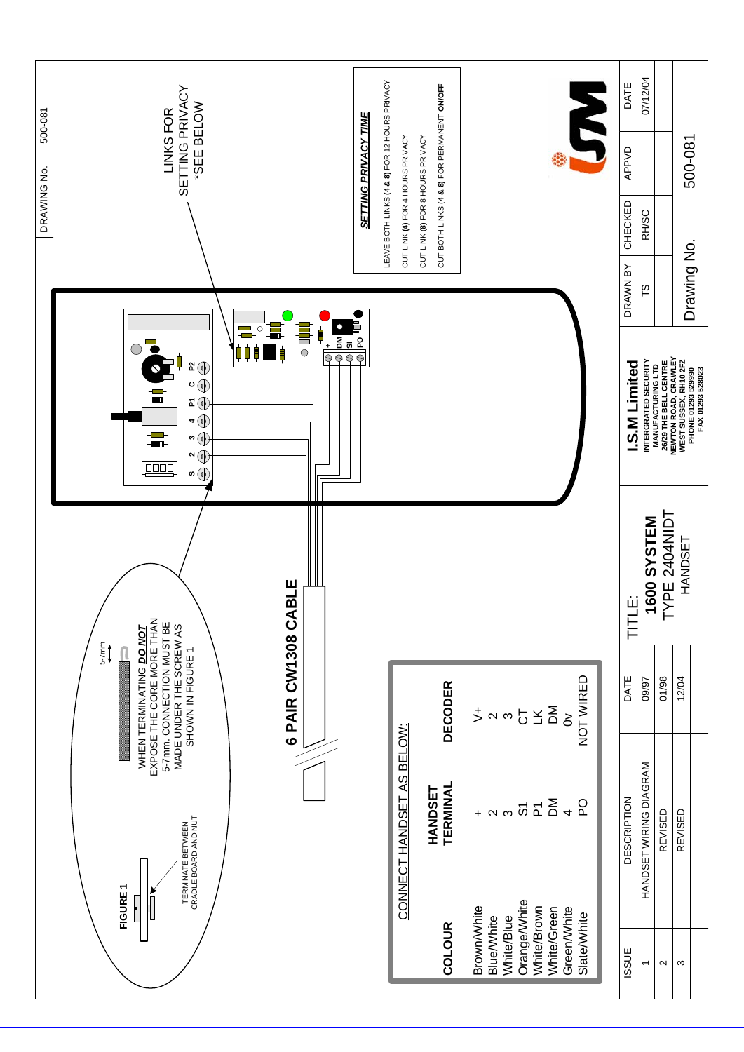DRAWING No. 500-081

LINKS FOR SETTING PRIVACY *SEE BELOW

## SETTING PRIVACY TIME

LEAVE BOTH LINKS **(4 & 8)** FOR 12 HOURS PRIVACY

CUT LINK **(4)** FOR 4 HOURS PRIVACY

CUT LINK **(8)** FOR 8 HOURS PRIVACY

CUT BOTH LINKS **(4 & 8)** FOR PERMANENT **ON/OFF**

**FIGURE 1**

TERMINATE BETWEEN CRADLE BOARD AND NUT

5-7mm

WHEN TERMINATING ***DO NOT*** EXPOSE THE CORE MORE THAN 5-7mm. CONNECTION MUST BE MADE UNDER THE SCREW AS SHOWN IN FIGURE 1

S 2 3 4 P1 C P2

+ DM SI PO

**6 PAIR CW1308 CABLE**

CONNECT HANDSET AS BELOW:

| COLOUR | HANDSET TERMINAL | DECODER |
|---|---|---|
| Brown/White | + | V+ |
| Blue/White | 2 | 2 |
| White/Blue | 3 | 3 |
| Orange/White | S1 | CT |
| White/Brown | P1 | LK |
| White/Green | DM | DM |
| Green/White | 4 | 0v |
| Slate/White | PO | NOT WIRED |

| ISSUE | DESCRIPTION | DATE |
|---|---|---|
| 1 | HANDSET WIRING DIAGRAM | 09/97 |
| 2 | REVISED | 01/98 |
| 3 | REVISED | 12/04 |

TITLE: **1600 SYSTEM** TYPE 2404NIDT HANDSET

**I.S.M Limited**
INTERGRATED SECURITY MANUFACTURING LTD
26/29 THE BELL CENTRE
NEWTON ROAD, CRAWLEY
WEST SUSSEX, RH10 2FZ
PHONE 01293 529990
FAX 01293 528023

| DRAWN BY | CHECKED | APPVD | DATE |
|---|---|---|---|
| TS | RH/SC | | 07/12/04 |

Drawing No. 500-081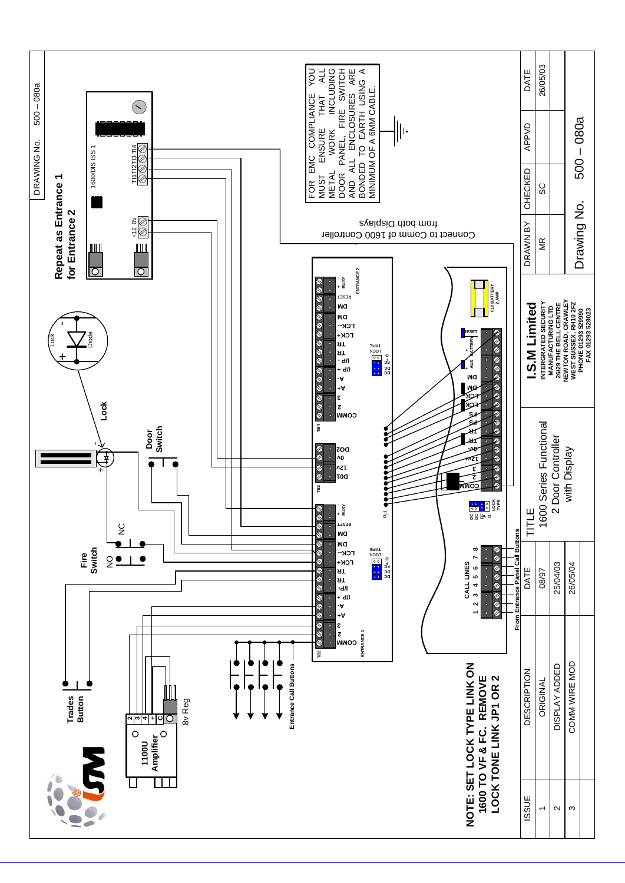DRAWING No. 500 – 080a

Repeat as Entrance 1 for Entrance 2

Connect to Comm of 1600 Controller from both Displays

FOR EMC COMPLIANCE YOU MUST ENSURE THAT ALL METAL WORK INCLUDING DOOR PANEL, FIRE SWITCH AND ALL ENCLOSURES ARE BONDED TO EARTH USING A MINIMUM OF A 6MM CABLE.

Lock

Door Switch

Fire Switch

NO

NC

Trades Button

1100U Amplifier

8v Reg

Entrance Call Buttons

From Entrance Panel Call Buttons

CALL LINES 1 2 3 4 5 6 7 8

NOTE: SET LOCK TYPE LINK ON 1600 TO VF & FC. REMOVE LOCK TONE LINK JP1 OR 2

| ISSUE | DESCRIPTION | DATE |
|---|---|---|
| 1 | ORIGINAL | 08/97 |
| 2 | DISPLAY ADDED | 25/04/03 |
| 3 | COMM WIRE MOD | 26/05/04 |

TITLE

1600 Series Functional 2 Door Controller with Display

**I.S.M Limited**

INTERGRATED SECURITY MANUFACTURING LTD
26/29 THE BELL CENTRE
NEWTON ROAD, CRAWLEY
WEST SUSSEX, RH10 2FZ
PHONE 01293 529990
FAX 01293 528023

| DRAWN BY | CHECKED | APPVD | DATE |
|---|---|---|---|
| MR | SC | | 26/05/03 |

Drawing No. 500 – 080a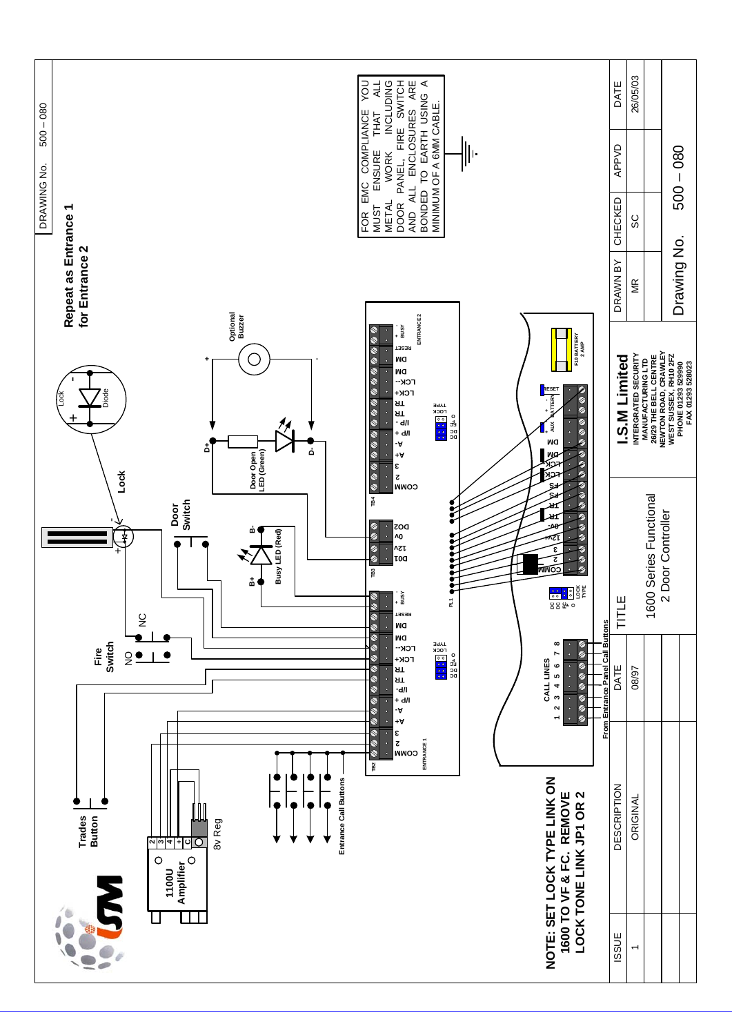DRAWING No. 500 – 080

**Repeat as Entrance 1 for Entrance 2**

FOR EMC COMPLIANCE YOU MUST ENSURE THAT ALL METAL WORK INCLUDING DOOR PANEL, FIRE SWITCH AND ALL ENCLOSURES ARE BONDED TO EARTH USING A MINIMUM OF A 6MM CABLE.

Lock, Diode, Door Switch, Fire Switch (NO, NC), Trades Button, Optional Buzzer, Door Open LED (Green), Busy LED (Red), 1100U Amplifier, 8v Reg, Entrance Call Buttons, CALL LINES 1 2 3 4 5 6 7 8, From Entrance Panel Call Buttons, F10 BATTERY 2 AMP

**NOTE: SET LOCK TYPE LINK ON 1600 TO VF & FC. REMOVE LOCK TONE LINK JP1 OR 2**

| ISSUE | DESCRIPTION | DATE | TITLE | | DRAWN BY | CHECKED | APPVD | DATE |
|---|---|---|---|---|---|---|---|---|
| 1 | ORIGINAL | 08/97 | 1600 Series Functional 2 Door Controller | **I.S.M Limited** INTERGRATED SECURITY MANUFACTURING LTD 26/29 THE BELL CENTRE NEWTON ROAD, CRAWLEY WEST SUSSEX, RH10 2FZ PHONE 01293 529990 FAX 01293 528023 | MR | SC | | 26/05/03 |
| | | | | | Drawing No. 500 – 080 | | | |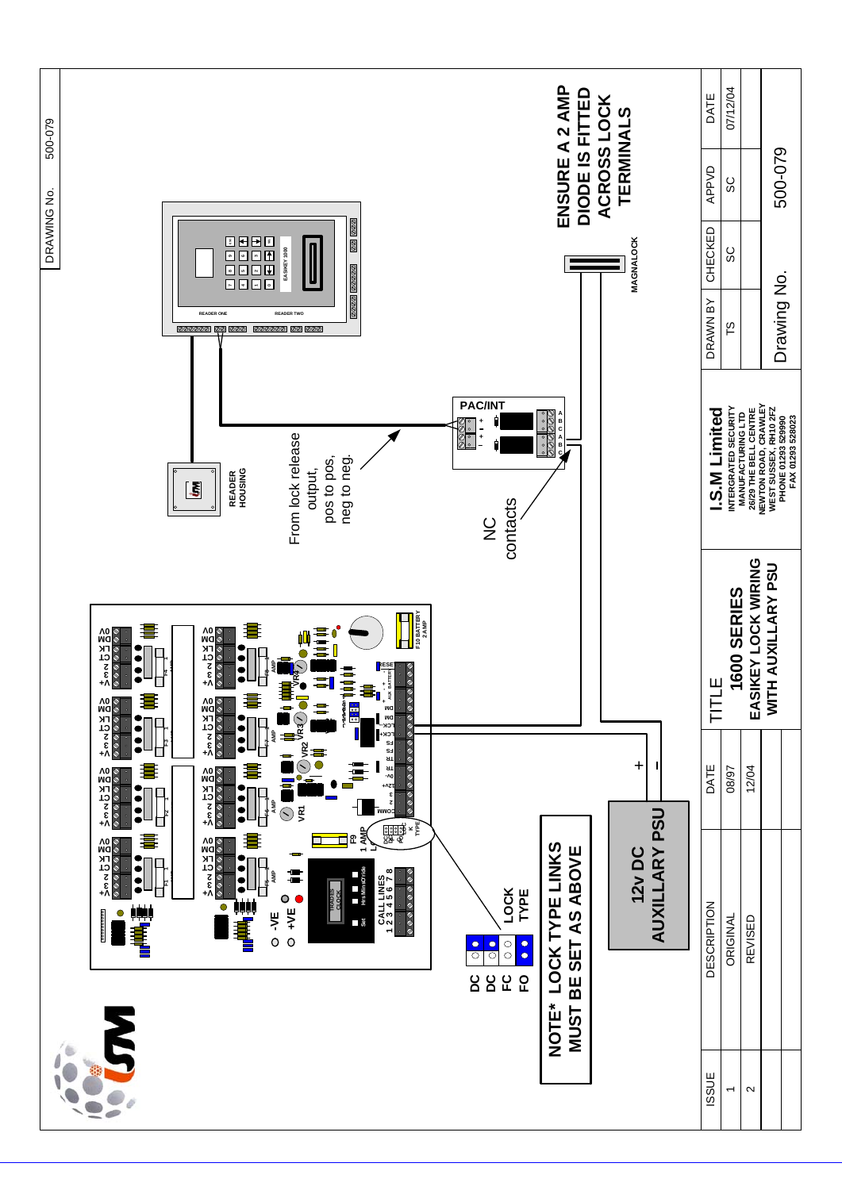DRAWING No. 500-079

ENSURE A 2 AMP DIODE IS FITTED ACROSS LOCK TERMINALS

MAGNALOCK

PAC/INT

READER HOUSING

From lock release output, pos to pos, neg to neg.

NC contacts

12v DC AUXILLARY PSU

NOTE* LOCK TYPE LINKS MUST BE SET AS ABOVE

LOCK TYPE

DC
DC
FC
FO

| ISSUE | DESCRIPTION | DATE | TITLE | I.S.M Limited | DRAWN BY | CHECKED | APPVD | DATE |
|---|---|---|---|---|---|---|---|---|
| 1 | ORIGINAL | 08/97 | 1600 SERIES EASIKEY LOCK WIRING WITH AUXILLARY PSU | INTERGRATED SECURITY MANUFACTURING LTD 26/29 THE BELL CENTRE NEWTON ROAD, CRAWLEY WEST SUSSEX, RH10 2FZ PHONE 01293 529990 FAX 01293 528023 | TS | SC | SC | 07/12/04 |
| 2 | REVISED | 12/04 | | | Drawing No. | | 500-079 | |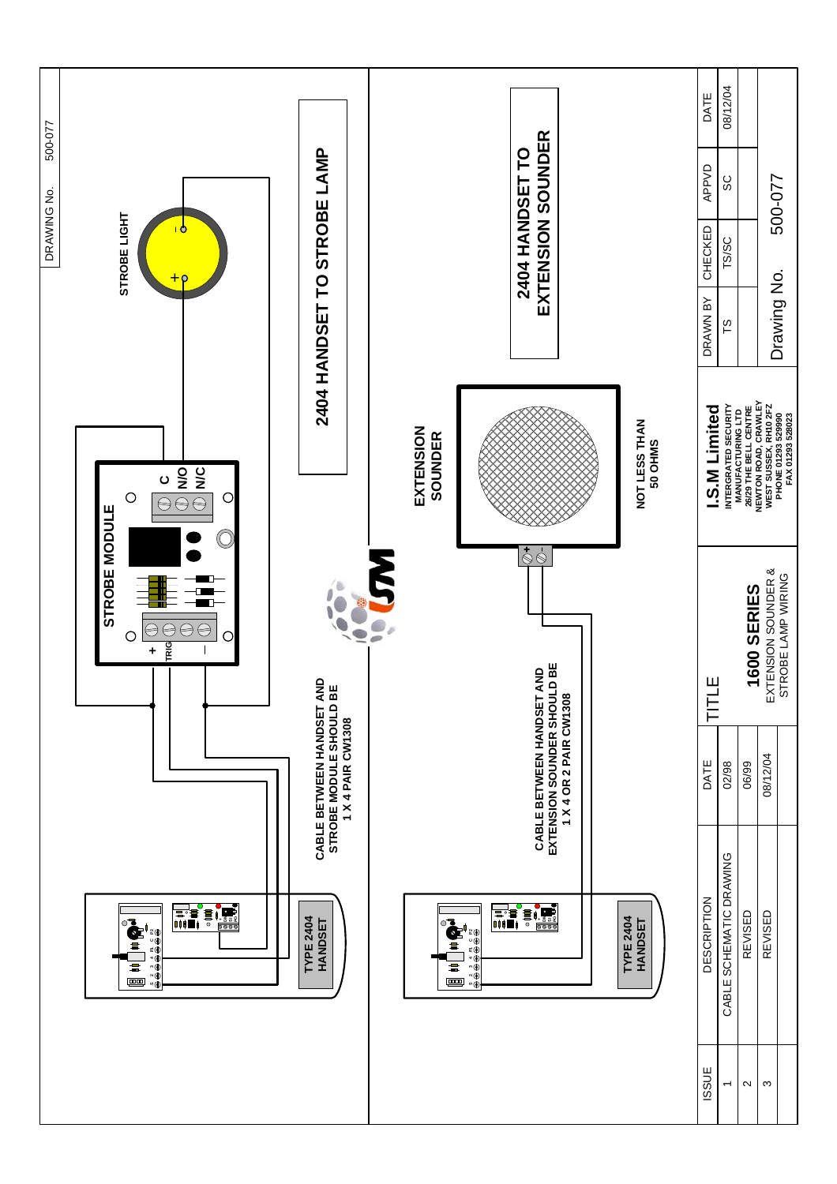DRAWING No. 500-077

## 2404 HANDSET TO STROBE LAMP

STROBE MODULE

+ TRIG –

C N/O N/C

STROBE LIGHT

+ –

TYPE 2404 HANDSET

CABLE BETWEEN HANDSET AND STROBE MODULE SHOULD BE 1 X 4 PAIR CW1308

## 2404 HANDSET TO EXTENSION SOUNDER

EXTENSION SOUNDER

+ –

NOT LESS THAN 50 OHMS

TYPE 2404 HANDSET

CABLE BETWEEN HANDSET AND EXTENSION SOUNDER SHOULD BE 1 X 4 OR 2 PAIR CW1308

| ISSUE | DESCRIPTION | DATE |
|---|---|---|
| 1 | CABLE SCHEMATIC DRAWING | 02/98 |
| 2 | REVISED | 06/99 |
| 3 | REVISED | 08/12/04 |

TITLE

**1600 SERIES**

EXTENSION SOUNDER & STROBE LAMP WIRING

**I.S.M Limited**

INTERGRATED SECURITY MANUFACTURING LTD
26/29 THE BELL CENTRE
NEWTON ROAD, CRAWLEY
WEST SUSSEX, RH10 2FZ
PHONE 01293 529990
FAX 01293 528023

| DRAWN BY | CHECKED | APPVD | DATE |
|---|---|---|---|
| TS | TS/SC | SC | 08/12/04 |

Drawing No. 500-077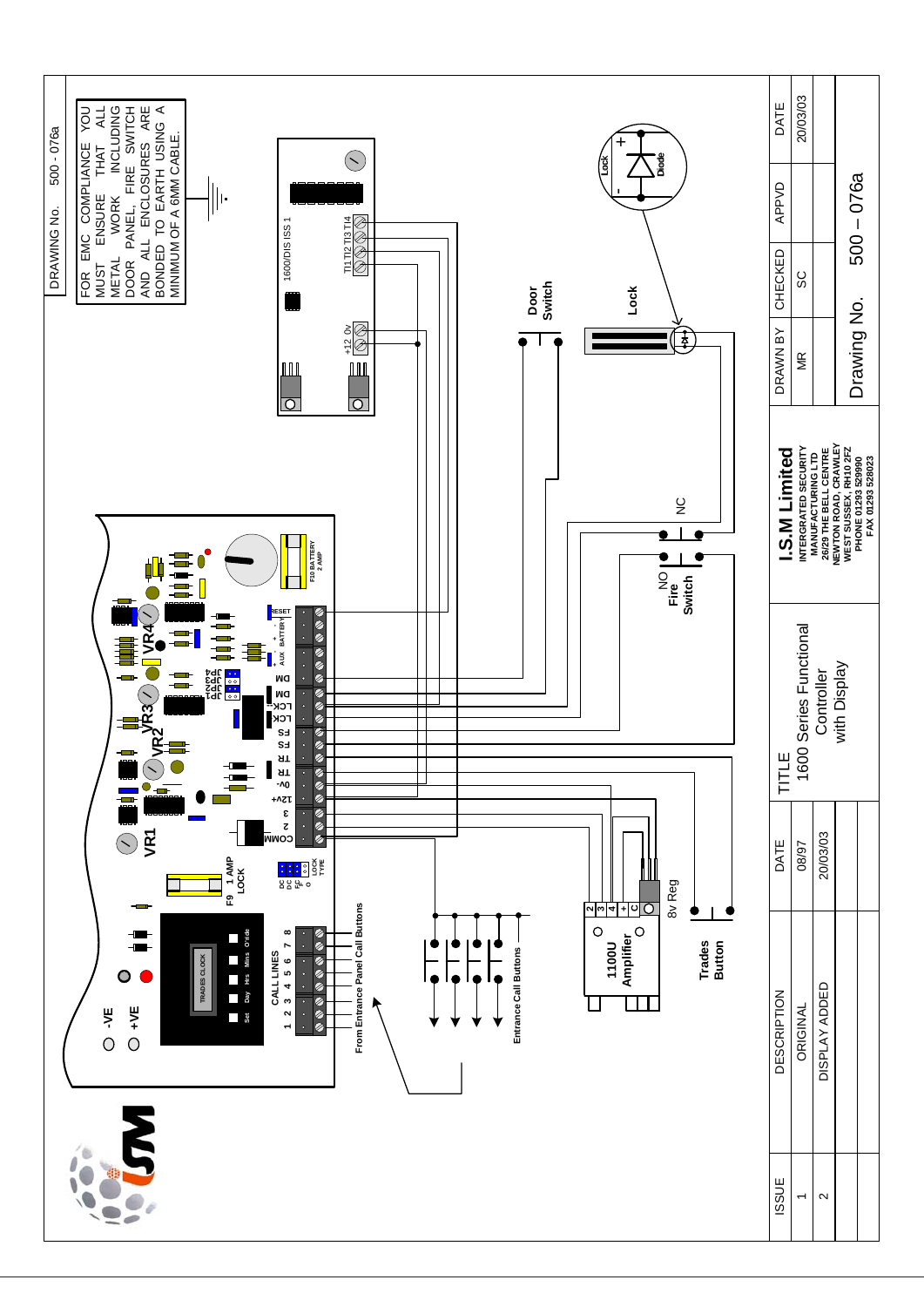DRAWING No. 500 - 076a

FOR EMC COMPLIANCE YOU MUST ENSURE THAT ALL METAL WORK INCLUDING DOOR PANEL, FIRE SWITCH AND ALL ENCLOSURES ARE BONDED TO EARTH USING A MINIMUM OF A 6MM CABLE.

| ISSUE | DESCRIPTION | DATE |
|---|---|---|
| 1 | ORIGINAL | 08/97 |
| 2 | DISPLAY ADDED | 20/03/03 |

TITLE
1600 Series Functional Controller with Display

**I.S.M Limited**
INTERGRATED SECURITY MANUFACTURING LTD
26/29 THE BELL CENTRE
NEWTON ROAD, CRAWLEY
WEST SUSSEX, RH10 2FZ
PHONE 01293 529990
FAX 01293 528023

| DRAWN BY | CHECKED | APPVD | DATE |
|---|---|---|---|
| MR | SC | | 20/03/03 |

Drawing No. 500 – 076a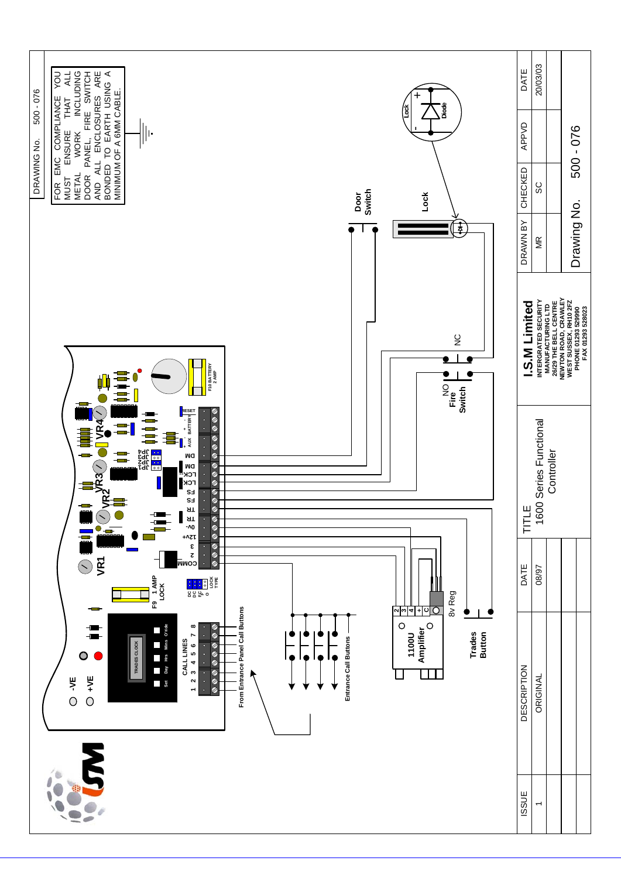DRAWING No. 500 - 076

FOR EMC COMPLIANCE YOU MUST ENSURE THAT ALL METAL WORK INCLUDING DOOR PANEL, FIRE SWITCH AND ALL ENCLOSURES ARE BONDED TO EARTH USING A MINIMUM OF A 6MM CABLE.

-VE
+VE

TRADES CLOCK

Set Day Hrs Mins O'ride

CALL LINES
1 2 3 4 5 6 7 8

F9 1 AMP LOCK

DC DC FC F O LOCK TYPE

VR1 VR2 VR3 VR4

COMM 2 3 +12V 0V- TR TR FS FS LCK LCK DM DM AUX + - BATTERY

JP1 JP2 JP3

RESET

F10 BATTERY 2 AMP

From Entrance Panel Call Buttons

Entrance Call Buttons

1100U Amplifier

2 3 4 + C

8v Reg

Trades Button

NO Fire Switch

NC

Door Switch

Lock

Lock Diode

| TITLE | |
|---|---|
| 1600 Series Functional Controller | |

**I.S.M Limited**
INTERGRATED SECURITY MANUFACTURING LTD
26/29 THE BELL CENTRE
NEWTON ROAD, CRAWLEY
WEST SUSSEX, RH10 2FZ
PHONE 01293 529990
FAX 01293 528023

| DRAWN BY | CHECKED | APPVD | DATE |
|---|---|---|---|
| MR | SC | | 20/03/03 |

Drawing No. 500 - 076

| ISSUE | DESCRIPTION | DATE |
|---|---|---|
| 1 | ORIGINAL | 08/97 |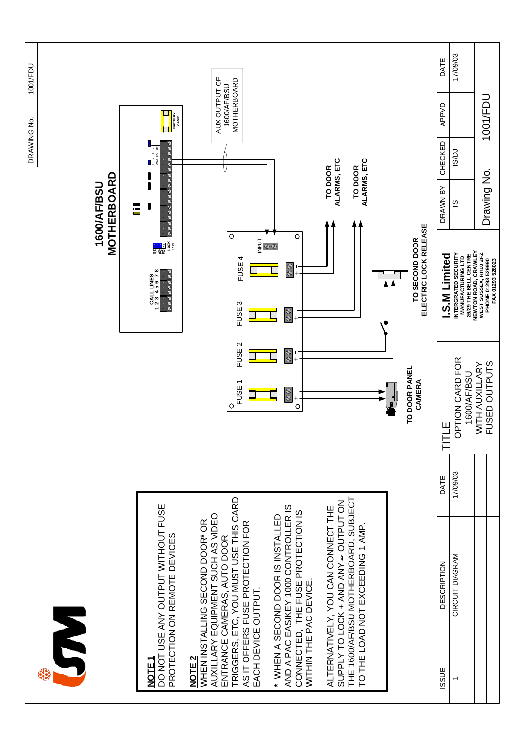DRAWING No. 1001/FDU

# 1600/AF/BSU MOTHERBOARD

CALL LINES 1 2 3 4 5 6 7 8

LOCK TYPE

AUX BATTERY

BATTERY 2 AMP

AUX OUTPUT OF 1600/AF/BSU MOTHERBOARD

INPUT + −

FUSE 1 FUSE 2 FUSE 3 FUSE 4

TO DOOR PANEL CAMERA

TO SECOND DOOR ELECTRIC LOCK RELEASE

TO DOOR ALARMS, ETC

TO DOOR ALARMS, ETC

**NOTE 1**
DO NOT USE ANY OUTPUT WITHOUT FUSE PROTECTION ON REMOTE DEVICES

**NOTE 2**
WHEN INSTALLING SECOND DOOR* OR AUXILLARY EQUIPMENT SUCH AS VIDEO ENTRANCE CAMERAS, AUTO DOOR TRIGGERS, ETC, YOU MUST USE THIS CARD AS IT OFFERS FUSE PROTECTION FOR EACH DEVICE OUTPUT.

\* WHEN A SECOND DOOR IS INSTALLED AND A PAC EASIKEY 1000 CONTROLLER IS CONNECTED, THE FUSE PROTECTION IS WITHIN THE PAC DEVICE.

ALTERNATIVELY, YOU CAN CONNECT THE SUPPLY TO LOCK + AND ANY ∼ OUTPUT ON THE 1600/AF/BSU MOTHERBOARD, SUBJECT TO THE LOAD NOT EXCEEDING 1 AMP.

| ISSUE | DESCRIPTION | DATE |
|---|---|---|
| 1 | CIRCUIT DIAGRAM | 17/09/03 |

TITLE: OPTION CARD FOR 1600/AF/BSU WITH AUXILLARY FUSED OUTPUTS

**I.S.M Limited**
INTERGRATED SECURITY MANUFACTURING LTD
26/29 THE BELL CENTRE
NEWTON ROAD, CRAWLEY
WEST SUSSEX, RH10 2FZ
PHONE 01293 529990
FAX 01293 528023

| DRAWN BY | CHECKED | APPVD | DATE |
|---|---|---|---|
| TS | TS/DJ | | 17/09/03 |

Drawing No. 1001/FDU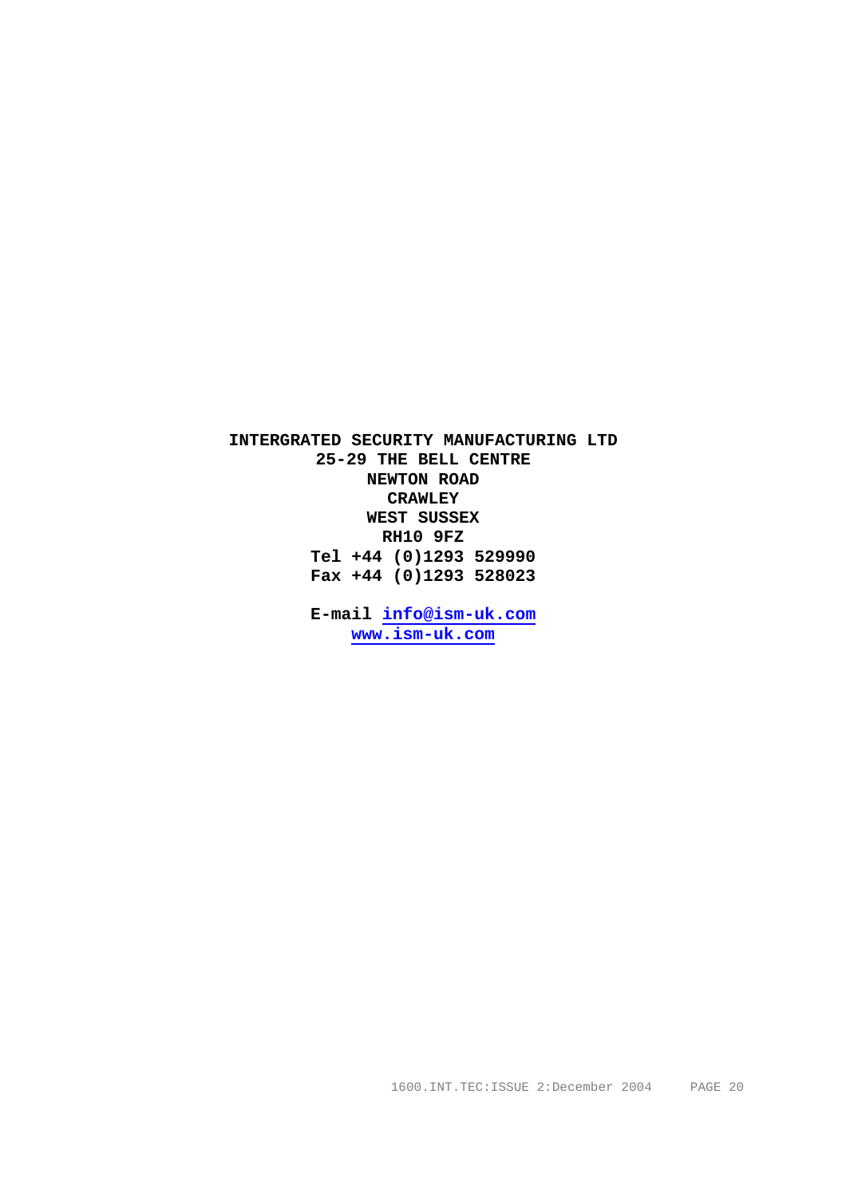**INTERGRATED SECURITY MANUFACTURING LTD**
**25-29 THE BELL CENTRE**
**NEWTON ROAD**
**CRAWLEY**
**WEST SUSSEX**
**RH10 9FZ**
**Tel +44 (0)1293 529990**
**Fax +44 (0)1293 528023**

**E-mail info@ism-uk.com**
**www.ism-uk.com**